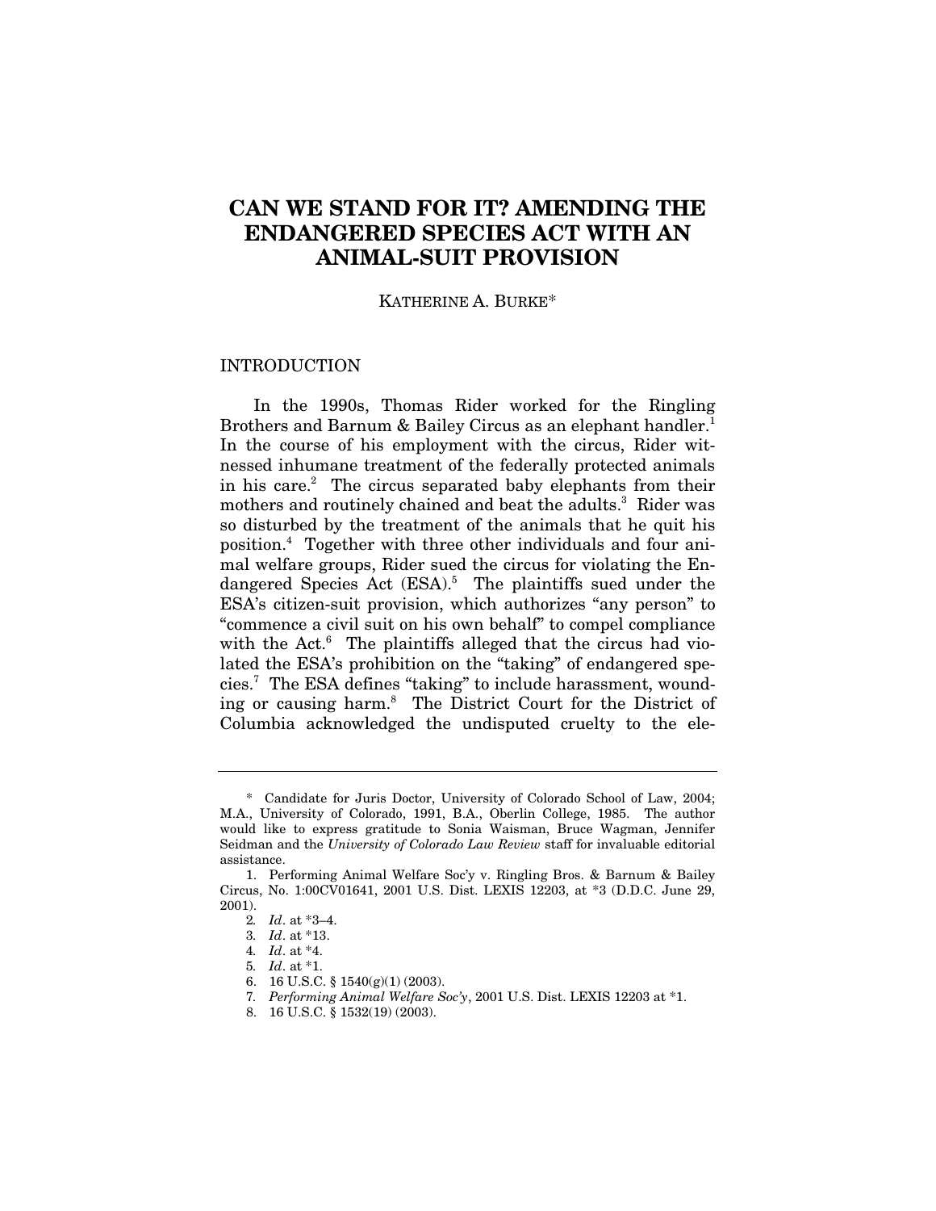# CAN WE STAND FOR IT? AMENDING THE ENDANGERED SPECIES ACT WITH AN ANIMAL-SUIT PROVISION

KATHERINE A. BURKE*

## INTRODUCTION

In the 1990s, Thomas Rider worked for the Ringling Brothers and Barnum & Bailey Circus as an elephant handler.[1] In the course of his employment with the circus, Rider witnessed inhumane treatment of the federally protected animals in his care.[2] The circus separated baby elephants from their mothers and routinely chained and beat the adults.[3] Rider was so disturbed by the treatment of the animals that he quit his position.[4] Together with three other individuals and four animal welfare groups, Rider sued the circus for violating the Endangered Species Act (ESA).[5] The plaintiffs sued under the ESA's citizen-suit provision, which authorizes "any person" to "commence a civil suit on his own behalf" to compel compliance with the Act.[6] The plaintiffs alleged that the circus had violated the ESA's prohibition on the "taking" of endangered species.[7] The ESA defines "taking" to include harassment, wounding or causing harm.[8] The District Court for the District of Columbia acknowledged the undisputed cruelty to the ele-

---

\* Candidate for Juris Doctor, University of Colorado School of Law, 2004; M.A., University of Colorado, 1991, B.A., Oberlin College, 1985. The author would like to express gratitude to Sonia Waisman, Bruce Wagman, Jennifer Seidman and the *University of Colorado Law Review* staff for invaluable editorial assistance.

1. Performing Animal Welfare Soc'y v. Ringling Bros. & Barnum & Bailey Circus, No. 1:00CV01641, 2001 U.S. Dist. LEXIS 12203, at *3 (D.D.C. June 29, 2001).

2. *Id*. at *3–4.

3. *Id*. at *13.

4. *Id*. at *4.

5. *Id*. at *1.

6. 16 U.S.C. § 1540(g)(1) (2003).

7. *Performing Animal Welfare Soc'y*, 2001 U.S. Dist. LEXIS 12203 at *1.

8. 16 U.S.C. § 1532(19) (2003).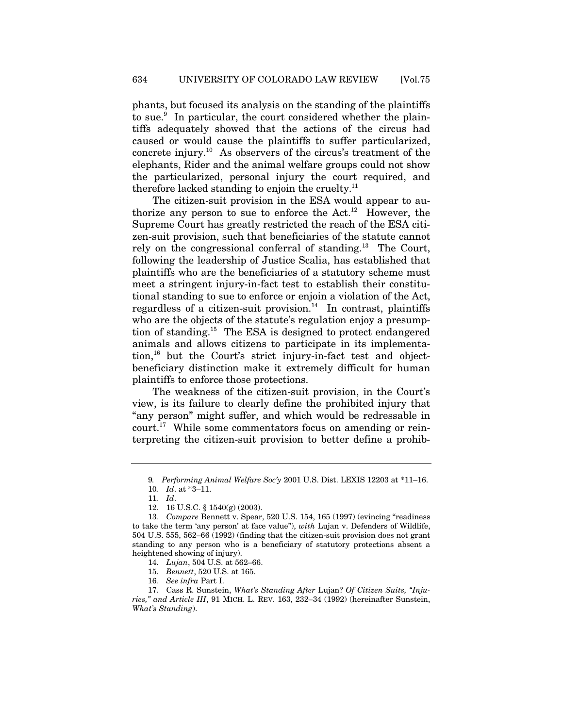phants, but focused its analysis on the standing of the plaintiffs to sue.[9] In particular, the court considered whether the plaintiffs adequately showed that the actions of the circus had caused or would cause the plaintiffs to suffer particularized, concrete injury.[10] As observers of the circus's treatment of the elephants, Rider and the animal welfare groups could not show the particularized, personal injury the court required, and therefore lacked standing to enjoin the cruelty.[11]

The citizen-suit provision in the ESA would appear to authorize any person to sue to enforce the Act.[12] However, the Supreme Court has greatly restricted the reach of the ESA citizen-suit provision, such that beneficiaries of the statute cannot rely on the congressional conferral of standing.[13] The Court, following the leadership of Justice Scalia, has established that plaintiffs who are the beneficiaries of a statutory scheme must meet a stringent injury-in-fact test to establish their constitutional standing to sue to enforce or enjoin a violation of the Act, regardless of a citizen-suit provision.[14] In contrast, plaintiffs who are the objects of the statute's regulation enjoy a presumption of standing.[15] The ESA is designed to protect endangered animals and allows citizens to participate in its implementation,[16] but the Court's strict injury-in-fact test and object-beneficiary distinction make it extremely difficult for human plaintiffs to enforce those protections.

The weakness of the citizen-suit provision, in the Court's view, is its failure to clearly define the prohibited injury that "any person" might suffer, and which would be redressable in court.[17] While some commentators focus on amending or reinterpreting the citizen-suit provision to better define a prohib-

---

9. *Performing Animal Welfare Soc'y* 2001 U.S. Dist. LEXIS 12203 at *11–16.

10. *Id*. at *3–11.

11. *Id*.

12. 16 U.S.C. § 1540(g) (2003).

13. *Compare* Bennett v. Spear, 520 U.S. 154, 165 (1997) (evincing "readiness to take the term 'any person' at face value"), *with* Lujan v. Defenders of Wildlife, 504 U.S. 555, 562–66 (1992) (finding that the citizen-suit provision does not grant standing to any person who is a beneficiary of statutory protections absent a heightened showing of injury).

14. *Lujan*, 504 U.S. at 562–66.

15. *Bennett*, 520 U.S. at 165.

16. *See infra* Part I.

17. Cass R. Sunstein, *What's Standing After* Lujan? *Of Citizen Suits, "Injuries," and Article III*, 91 MICH. L. REV. 163, 232–34 (1992) (hereinafter Sunstein, *What's Standing*).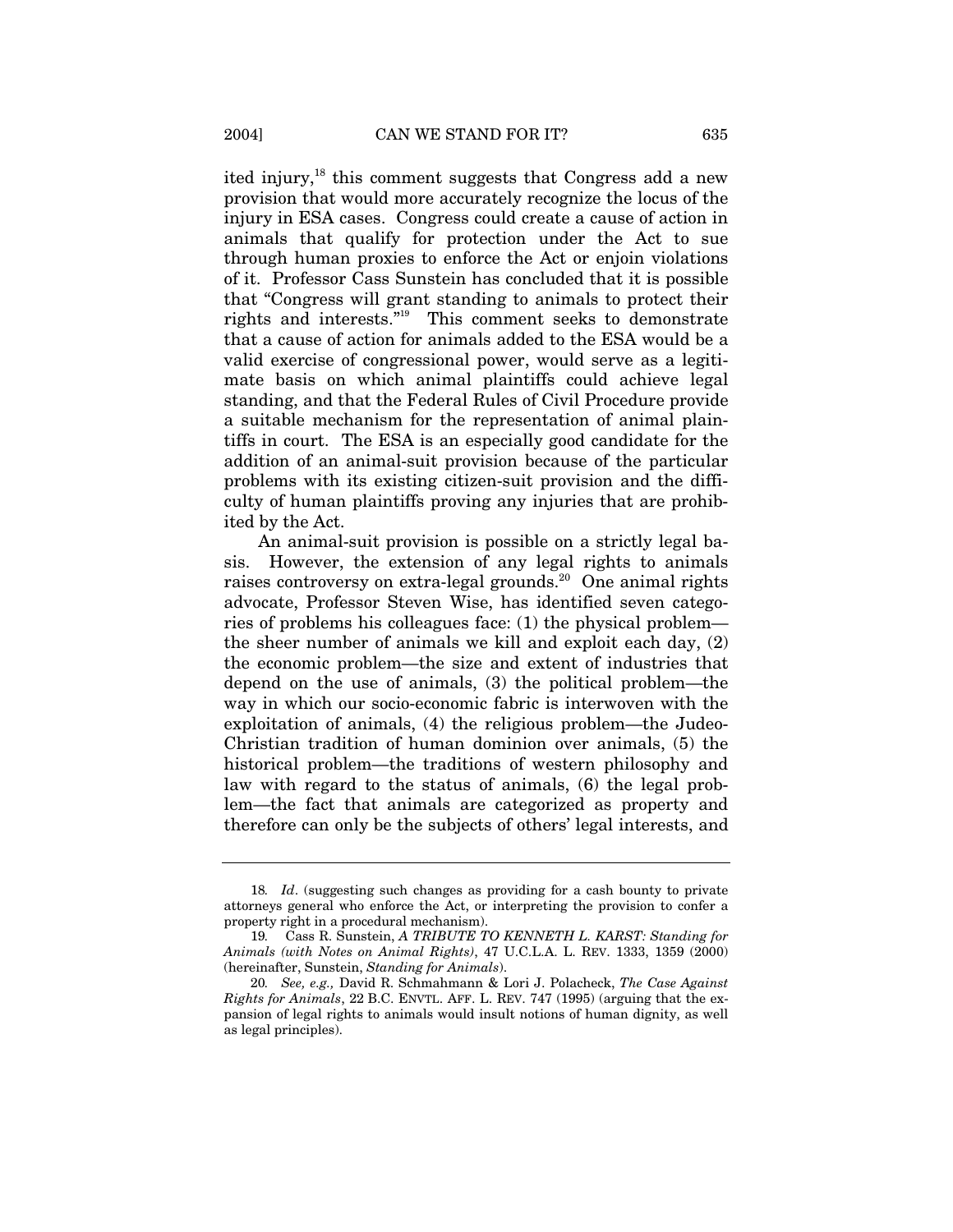ited injury,[18] this comment suggests that Congress add a new provision that would more accurately recognize the locus of the injury in ESA cases. Congress could create a cause of action in animals that qualify for protection under the Act to sue through human proxies to enforce the Act or enjoin violations of it. Professor Cass Sunstein has concluded that it is possible that "Congress will grant standing to animals to protect their rights and interests."[19] This comment seeks to demonstrate that a cause of action for animals added to the ESA would be a valid exercise of congressional power, would serve as a legitimate basis on which animal plaintiffs could achieve legal standing, and that the Federal Rules of Civil Procedure provide a suitable mechanism for the representation of animal plaintiffs in court. The ESA is an especially good candidate for the addition of an animal-suit provision because of the particular problems with its existing citizen-suit provision and the difficulty of human plaintiffs proving any injuries that are prohibited by the Act.

An animal-suit provision is possible on a strictly legal basis. However, the extension of any legal rights to animals raises controversy on extra-legal grounds.[20] One animal rights advocate, Professor Steven Wise, has identified seven categories of problems his colleagues face: (1) the physical problem—the sheer number of animals we kill and exploit each day, (2) the economic problem—the size and extent of industries that depend on the use of animals, (3) the political problem—the way in which our socio-economic fabric is interwoven with the exploitation of animals, (4) the religious problem—the Judeo-Christian tradition of human dominion over animals, (5) the historical problem—the traditions of western philosophy and law with regard to the status of animals, (6) the legal problem—the fact that animals are categorized as property and therefore can only be the subjects of others' legal interests, and

---

18. *Id*. (suggesting such changes as providing for a cash bounty to private attorneys general who enforce the Act, or interpreting the provision to confer a property right in a procedural mechanism).

19. Cass R. Sunstein, *A TRIBUTE TO KENNETH L. KARST: Standing for Animals (with Notes on Animal Rights)*, 47 U.C.L.A. L. REV. 1333, 1359 (2000) (hereinafter, Sunstein, *Standing for Animals*).

20. *See, e.g.,* David R. Schmahmann & Lori J. Polacheck, *The Case Against Rights for Animals*, 22 B.C. ENVTL. AFF. L. REV. 747 (1995) (arguing that the expansion of legal rights to animals would insult notions of human dignity, as well as legal principles).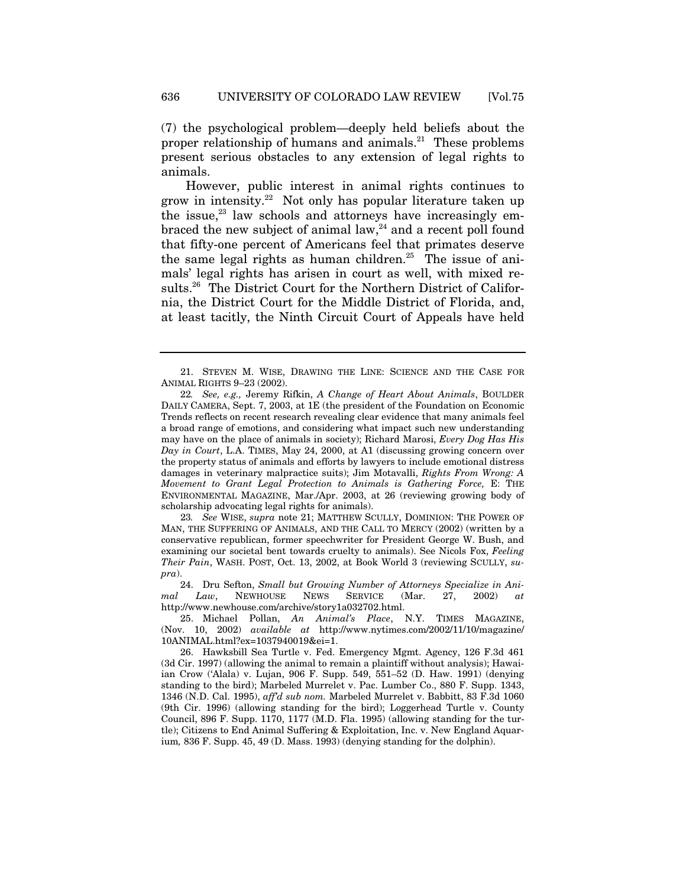(7) the psychological problem—deeply held beliefs about the proper relationship of humans and animals.[21] These problems present serious obstacles to any extension of legal rights to animals.

However, public interest in animal rights continues to grow in intensity.[22] Not only has popular literature taken up the issue,[23] law schools and attorneys have increasingly embraced the new subject of animal law,[24] and a recent poll found that fifty-one percent of Americans feel that primates deserve the same legal rights as human children.[25] The issue of animals' legal rights has arisen in court as well, with mixed results.[26] The District Court for the Northern District of California, the District Court for the Middle District of Florida, and, at least tacitly, the Ninth Circuit Court of Appeals have held

---

21. STEVEN M. WISE, DRAWING THE LINE: SCIENCE AND THE CASE FOR ANIMAL RIGHTS 9–23 (2002).

22. *See, e.g.,* Jeremy Rifkin, *A Change of Heart About Animals*, BOULDER DAILY CAMERA, Sept. 7, 2003, at 1E (the president of the Foundation on Economic Trends reflects on recent research revealing clear evidence that many animals feel a broad range of emotions, and considering what impact such new understanding may have on the place of animals in society); Richard Marosi, *Every Dog Has His Day in Court*, L.A. TIMES, May 24, 2000, at A1 (discussing growing concern over the property status of animals and efforts by lawyers to include emotional distress damages in veterinary malpractice suits); Jim Motavalli, *Rights From Wrong: A Movement to Grant Legal Protection to Animals is Gathering Force,* E: THE ENVIRONMENTAL MAGAZINE, Mar./Apr. 2003, at 26 (reviewing growing body of scholarship advocating legal rights for animals).

23. *See* WISE, *supra* note 21; MATTHEW SCULLY, DOMINION: THE POWER OF MAN, THE SUFFERING OF ANIMALS, AND THE CALL TO MERCY (2002) (written by a conservative republican, former speechwriter for President George W. Bush, and examining our societal bent towards cruelty to animals). See Nicols Fox, *Feeling Their Pain*, WASH. POST, Oct. 13, 2002, at Book World 3 (reviewing SCULLY, *supra*).

24. Dru Sefton, *Small but Growing Number of Attorneys Specialize in Animal Law*, NEWHOUSE NEWS SERVICE (Mar. 27, 2002) *at* http://www.newhouse.com/archive/story1a032702.html.

25. Michael Pollan, *An Animal's Place*, N.Y. TIMES MAGAZINE, (Nov. 10, 2002) *available at* http://www.nytimes.com/2002/11/10/magazine/10ANIMAL.html?ex=1037940019&ei=1.

26. Hawksbill Sea Turtle v. Fed. Emergency Mgmt. Agency, 126 F.3d 461 (3d Cir. 1997) (allowing the animal to remain a plaintiff without analysis); Hawaiian Crow ('Alala) v. Lujan, 906 F. Supp. 549, 551–52 (D. Haw. 1991) (denying standing to the bird); Marbeled Murrelet v. Pac. Lumber Co., 880 F. Supp. 1343, 1346 (N.D. Cal. 1995), *aff'd sub nom.* Marbeled Murrelet v. Babbitt, 83 F.3d 1060 (9th Cir. 1996) (allowing standing for the bird); Loggerhead Turtle v. County Council, 896 F. Supp. 1170, 1177 (M.D. Fla. 1995) (allowing standing for the turtle); Citizens to End Animal Suffering & Exploitation, Inc. v. New England Aquarium*,* 836 F. Supp. 45, 49 (D. Mass. 1993) (denying standing for the dolphin).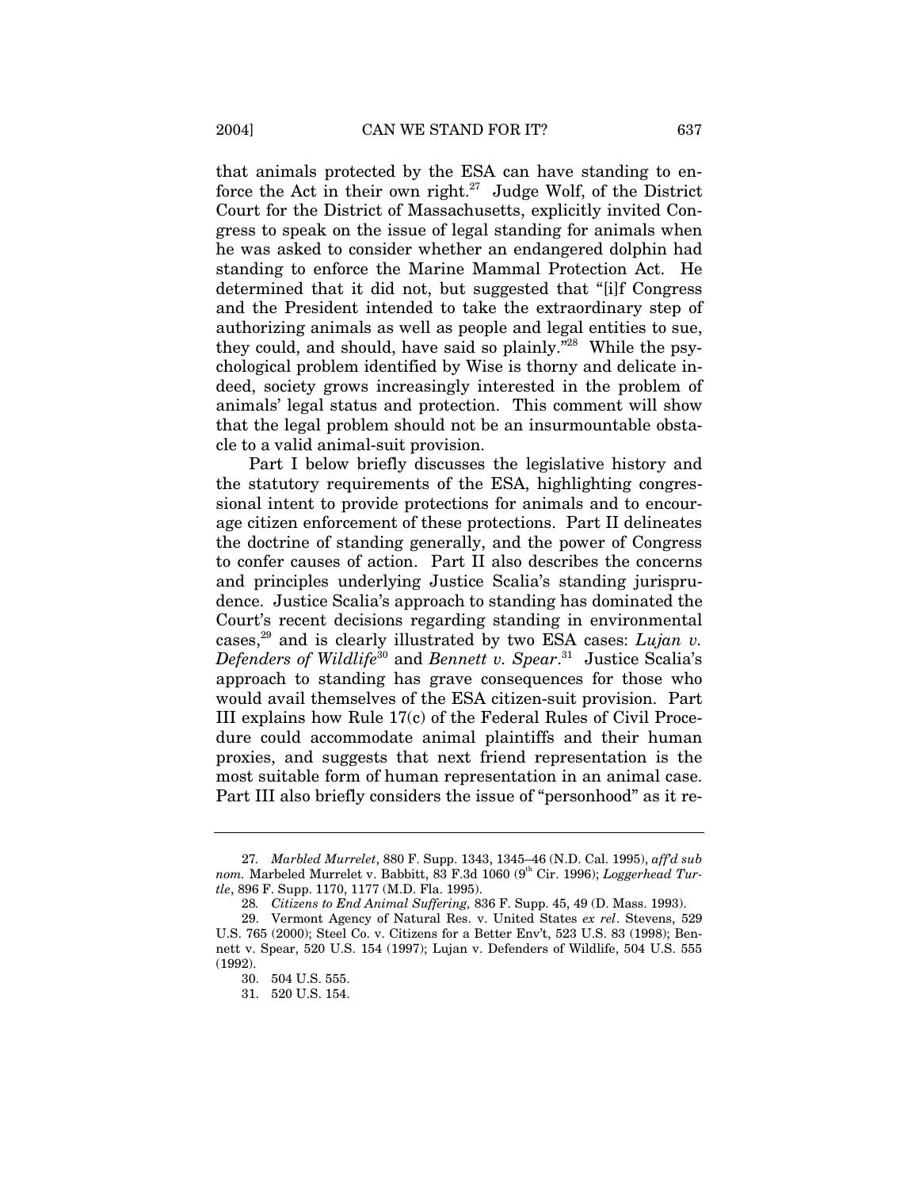that animals protected by the ESA can have standing to enforce the Act in their own right.[27] Judge Wolf, of the District Court for the District of Massachusetts, explicitly invited Congress to speak on the issue of legal standing for animals when he was asked to consider whether an endangered dolphin had standing to enforce the Marine Mammal Protection Act. He determined that it did not, but suggested that "[i]f Congress and the President intended to take the extraordinary step of authorizing animals as well as people and legal entities to sue, they could, and should, have said so plainly."[28] While the psychological problem identified by Wise is thorny and delicate indeed, society grows increasingly interested in the problem of animals' legal status and protection. This comment will show that the legal problem should not be an insurmountable obstacle to a valid animal-suit provision.

Part I below briefly discusses the legislative history and the statutory requirements of the ESA, highlighting congressional intent to provide protections for animals and to encourage citizen enforcement of these protections. Part II delineates the doctrine of standing generally, and the power of Congress to confer causes of action. Part II also describes the concerns and principles underlying Justice Scalia's standing jurisprudence. Justice Scalia's approach to standing has dominated the Court's recent decisions regarding standing in environmental cases,[29] and is clearly illustrated by two ESA cases: *Lujan v. Defenders of Wildlife*[30] and *Bennett v. Spear*.[31] Justice Scalia's approach to standing has grave consequences for those who would avail themselves of the ESA citizen-suit provision. Part III explains how Rule 17(c) of the Federal Rules of Civil Procedure could accommodate animal plaintiffs and their human proxies, and suggests that next friend representation is the most suitable form of human representation in an animal case. Part III also briefly considers the issue of "personhood" as it re-

---

27. *Marbled Murrelet*, 880 F. Supp. 1343, 1345–46 (N.D. Cal. 1995), *aff'd sub nom.* Marbeled Murrelet v. Babbitt, 83 F.3d 1060 (9th Cir. 1996); *Loggerhead Turtle*, 896 F. Supp. 1170, 1177 (M.D. Fla. 1995).

28. *Citizens to End Animal Suffering,* 836 F. Supp. 45, 49 (D. Mass. 1993).

29. Vermont Agency of Natural Res. v. United States *ex rel*. Stevens, 529 U.S. 765 (2000); Steel Co. v. Citizens for a Better Env't, 523 U.S. 83 (1998); Bennett v. Spear, 520 U.S. 154 (1997); Lujan v. Defenders of Wildlife, 504 U.S. 555 (1992).

30. 504 U.S. 555.

31. 520 U.S. 154.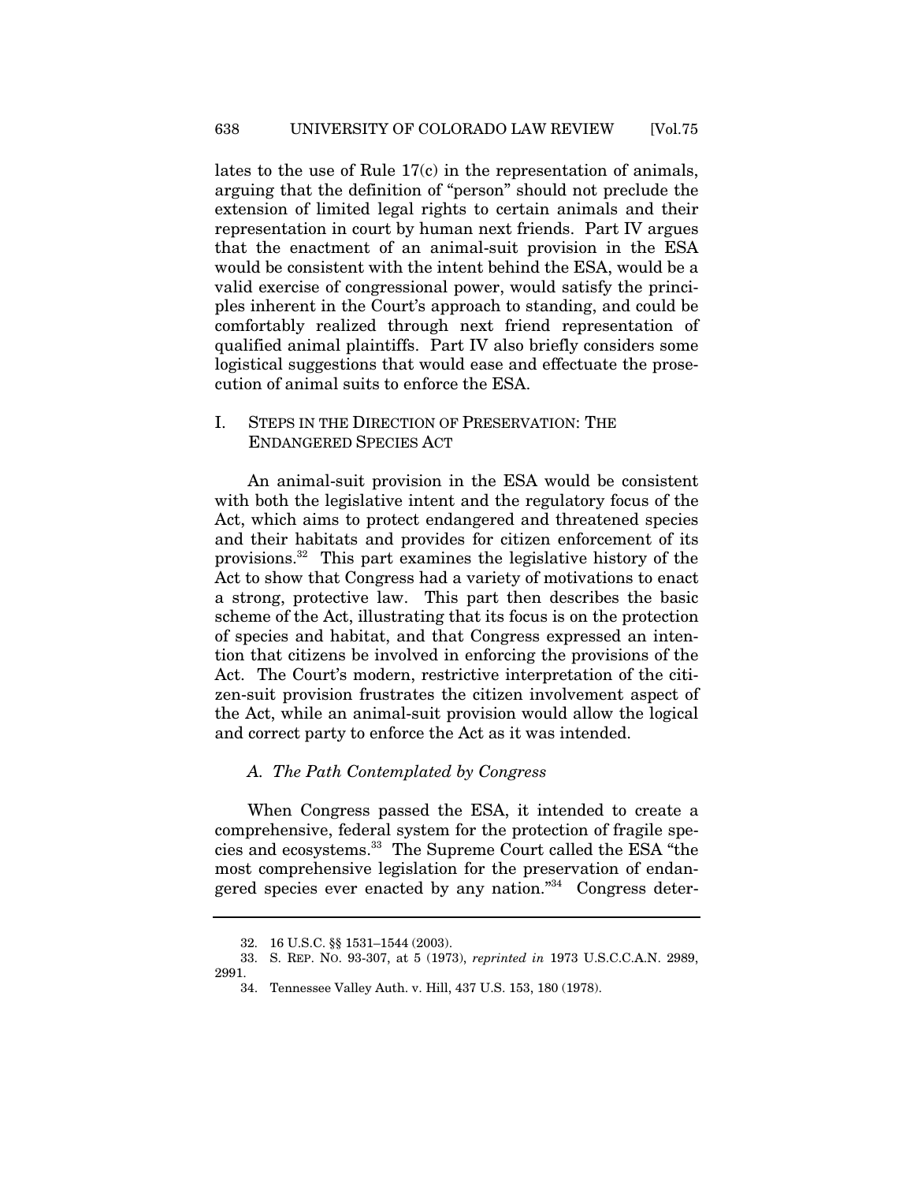lates to the use of Rule 17(c) in the representation of animals, arguing that the definition of "person" should not preclude the extension of limited legal rights to certain animals and their representation in court by human next friends. Part IV argues that the enactment of an animal-suit provision in the ESA would be consistent with the intent behind the ESA, would be a valid exercise of congressional power, would satisfy the principles inherent in the Court's approach to standing, and could be comfortably realized through next friend representation of qualified animal plaintiffs. Part IV also briefly considers some logistical suggestions that would ease and effectuate the prosecution of animal suits to enforce the ESA.

## I. STEPS IN THE DIRECTION OF PRESERVATION: THE ENDANGERED SPECIES ACT

An animal-suit provision in the ESA would be consistent with both the legislative intent and the regulatory focus of the Act, which aims to protect endangered and threatened species and their habitats and provides for citizen enforcement of its provisions.[32] This part examines the legislative history of the Act to show that Congress had a variety of motivations to enact a strong, protective law. This part then describes the basic scheme of the Act, illustrating that its focus is on the protection of species and habitat, and that Congress expressed an intention that citizens be involved in enforcing the provisions of the Act. The Court's modern, restrictive interpretation of the citizen-suit provision frustrates the citizen involvement aspect of the Act, while an animal-suit provision would allow the logical and correct party to enforce the Act as it was intended.

### *A. The Path Contemplated by Congress*

When Congress passed the ESA, it intended to create a comprehensive, federal system for the protection of fragile species and ecosystems.[33] The Supreme Court called the ESA "the most comprehensive legislation for the preservation of endangered species ever enacted by any nation."[34] Congress deter-

---

32. 16 U.S.C. §§ 1531–1544 (2003).

33. S. REP. NO. 93-307, at 5 (1973), *reprinted in* 1973 U.S.C.C.A.N. 2989, 2991.

34. Tennessee Valley Auth. v. Hill, 437 U.S. 153, 180 (1978).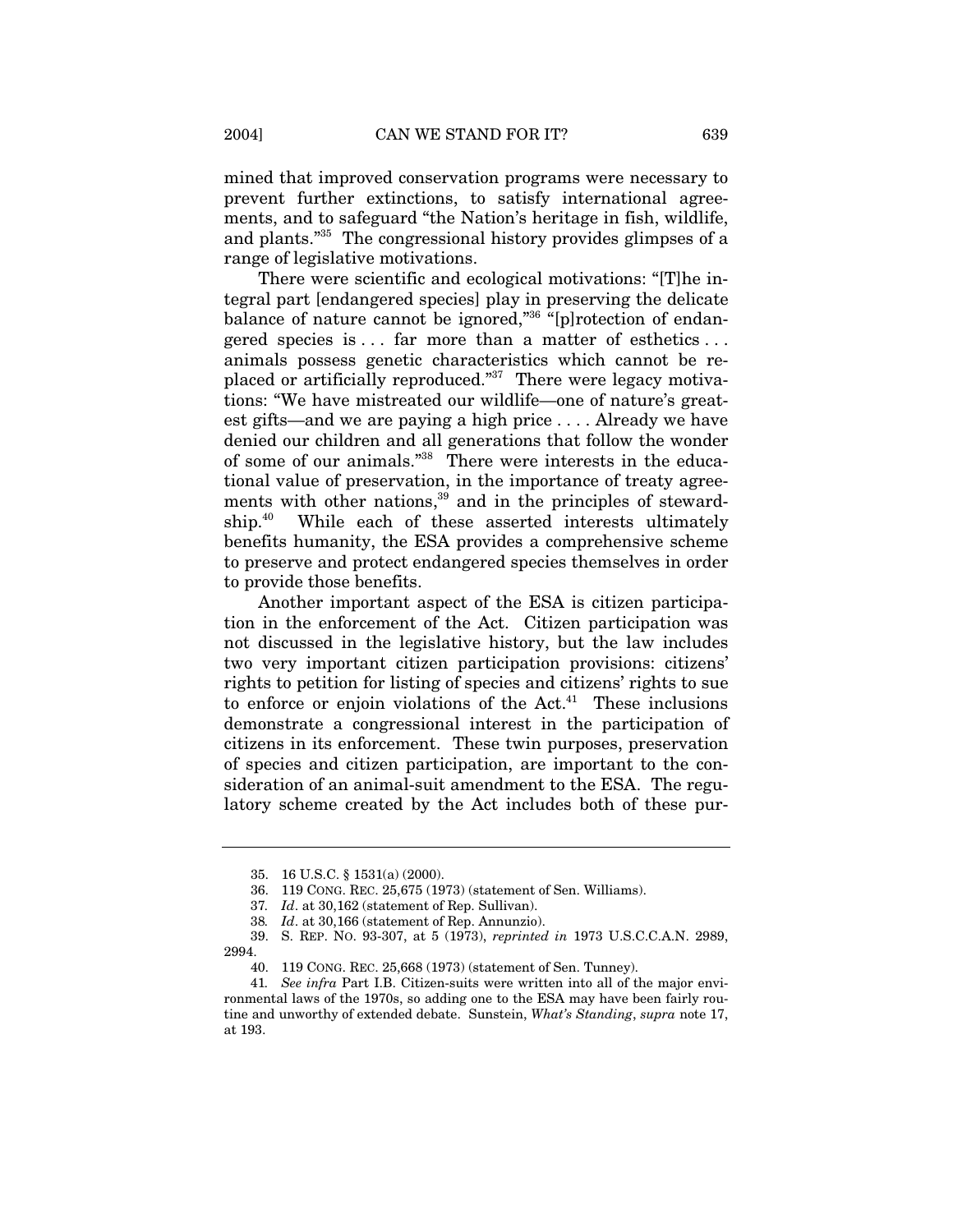mined that improved conservation programs were necessary to prevent further extinctions, to satisfy international agreements, and to safeguard "the Nation's heritage in fish, wildlife, and plants."[35] The congressional history provides glimpses of a range of legislative motivations.

There were scientific and ecological motivations: "[T]he integral part [endangered species] play in preserving the delicate balance of nature cannot be ignored,"[36] "[p]rotection of endangered species is . . . far more than a matter of esthetics . . . animals possess genetic characteristics which cannot be replaced or artificially reproduced."[37] There were legacy motivations: "We have mistreated our wildlife—one of nature's greatest gifts—and we are paying a high price . . . . Already we have denied our children and all generations that follow the wonder of some of our animals."[38] There were interests in the educational value of preservation, in the importance of treaty agreements with other nations,[39] and in the principles of stewardship.[40] While each of these asserted interests ultimately benefits humanity, the ESA provides a comprehensive scheme to preserve and protect endangered species themselves in order to provide those benefits.

Another important aspect of the ESA is citizen participation in the enforcement of the Act. Citizen participation was not discussed in the legislative history, but the law includes two very important citizen participation provisions: citizens' rights to petition for listing of species and citizens' rights to sue to enforce or enjoin violations of the Act.[41] These inclusions demonstrate a congressional interest in the participation of citizens in its enforcement. These twin purposes, preservation of species and citizen participation, are important to the consideration of an animal-suit amendment to the ESA. The regulatory scheme created by the Act includes both of these pur-

---

35. 16 U.S.C. § 1531(a) (2000).

36. 119 CONG. REC. 25,675 (1973) (statement of Sen. Williams).

37. *Id*. at 30,162 (statement of Rep. Sullivan).

38. *Id*. at 30,166 (statement of Rep. Annunzio).

39. S. REP. NO. 93-307, at 5 (1973), *reprinted in* 1973 U.S.C.C.A.N. 2989, 2994.

40. 119 CONG. REC. 25,668 (1973) (statement of Sen. Tunney).

41. *See infra* Part I.B. Citizen-suits were written into all of the major environmental laws of the 1970s, so adding one to the ESA may have been fairly routine and unworthy of extended debate. Sunstein, *What's Standing*, *supra* note 17, at 193.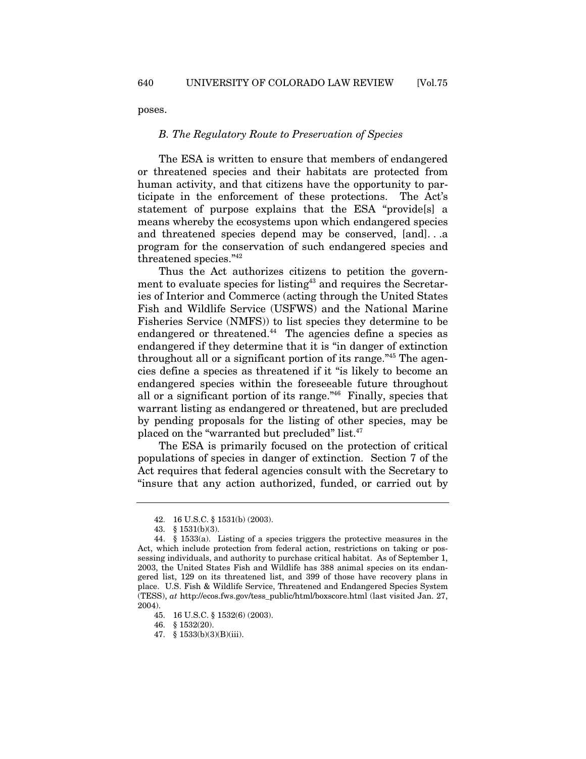poses.

### *B. The Regulatory Route to Preservation of Species*

The ESA is written to ensure that members of endangered or threatened species and their habitats are protected from human activity, and that citizens have the opportunity to participate in the enforcement of these protections. The Act's statement of purpose explains that the ESA "provide[s] a means whereby the ecosystems upon which endangered species and threatened species depend may be conserved, [and]. . .a program for the conservation of such endangered species and threatened species."[42]

Thus the Act authorizes citizens to petition the government to evaluate species for listing[43] and requires the Secretaries of Interior and Commerce (acting through the United States Fish and Wildlife Service (USFWS) and the National Marine Fisheries Service (NMFS)) to list species they determine to be endangered or threatened.[44] The agencies define a species as endangered if they determine that it is "in danger of extinction throughout all or a significant portion of its range."[45] The agencies define a species as threatened if it "is likely to become an endangered species within the foreseeable future throughout all or a significant portion of its range."[46] Finally, species that warrant listing as endangered or threatened, but are precluded by pending proposals for the listing of other species, may be placed on the "warranted but precluded" list.[47]

The ESA is primarily focused on the protection of critical populations of species in danger of extinction. Section 7 of the Act requires that federal agencies consult with the Secretary to "insure that any action authorized, funded, or carried out by

---

42. 16 U.S.C. § 1531(b) (2003).

43. § 1531(b)(3).

44. § 1533(a). Listing of a species triggers the protective measures in the Act, which include protection from federal action, restrictions on taking or possessing individuals, and authority to purchase critical habitat. As of September 1, 2003, the United States Fish and Wildlife has 388 animal species on its endangered list, 129 on its threatened list, and 399 of those have recovery plans in place. U.S. Fish & Wildlife Service, Threatened and Endangered Species System (TESS), *at* http://ecos.fws.gov/tess_public/html/boxscore.html (last visited Jan. 27, 2004).

45. 16 U.S.C. § 1532(6) (2003).

46. § 1532(20).

47. § 1533(b)(3)(B)(iii).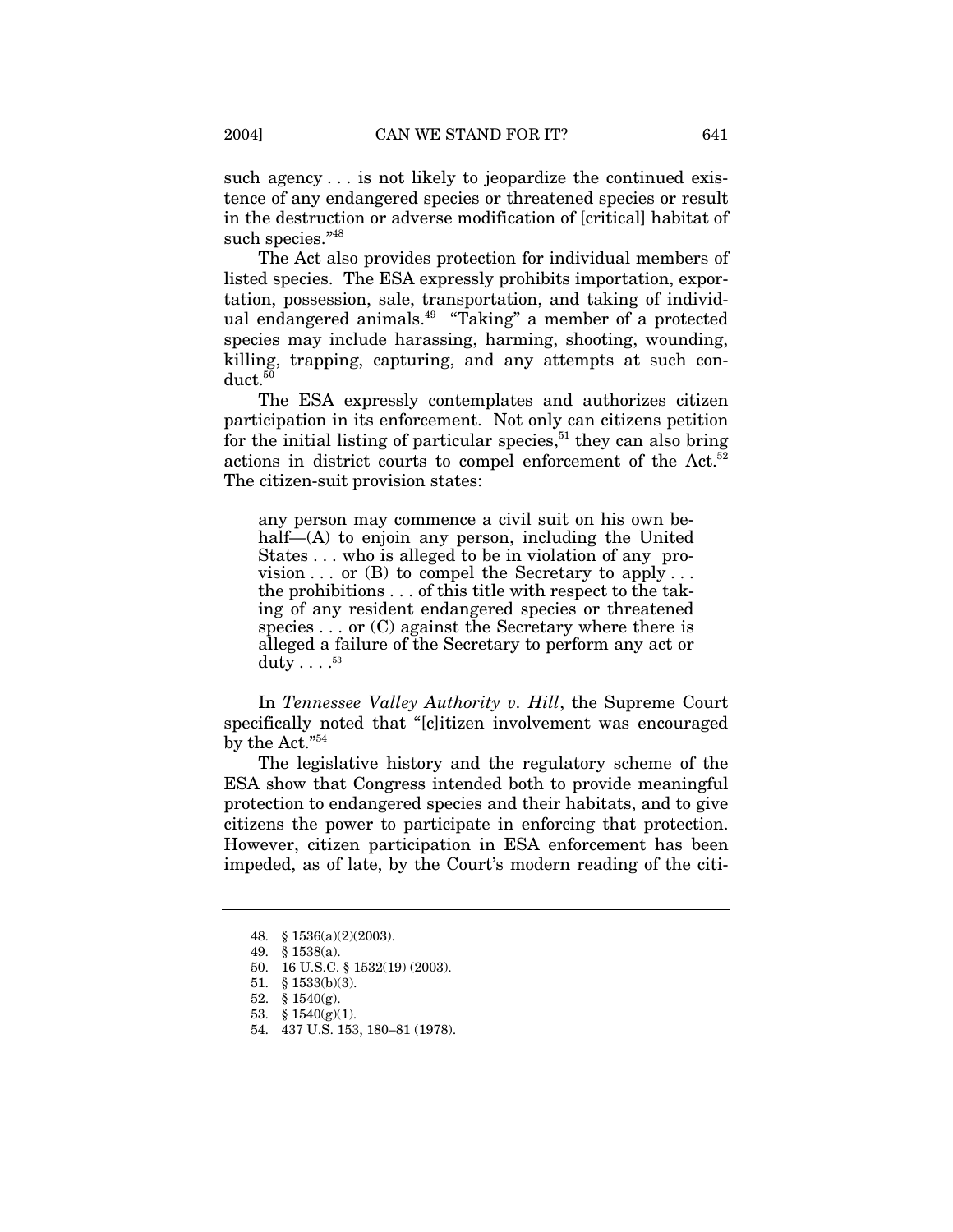such agency . . . is not likely to jeopardize the continued existence of any endangered species or threatened species or result in the destruction or adverse modification of [critical] habitat of such species."[48]

The Act also provides protection for individual members of listed species. The ESA expressly prohibits importation, exportation, possession, sale, transportation, and taking of individual endangered animals.[49] "Taking" a member of a protected species may include harassing, harming, shooting, wounding, killing, trapping, capturing, and any attempts at such conduct.[50]

The ESA expressly contemplates and authorizes citizen participation in its enforcement. Not only can citizens petition for the initial listing of particular species,[51] they can also bring actions in district courts to compel enforcement of the Act.[52] The citizen-suit provision states:

> any person may commence a civil suit on his own behalf—(A) to enjoin any person, including the United States . . . who is alleged to be in violation of any provision . . . or (B) to compel the Secretary to apply . . . the prohibitions . . . of this title with respect to the taking of any resident endangered species or threatened species . . . or (C) against the Secretary where there is alleged a failure of the Secretary to perform any act or duty . . . .[53]

In *Tennessee Valley Authority v. Hill*, the Supreme Court specifically noted that "[c]itizen involvement was encouraged by the Act."[54]

The legislative history and the regulatory scheme of the ESA show that Congress intended both to provide meaningful protection to endangered species and their habitats, and to give citizens the power to participate in enforcing that protection. However, citizen participation in ESA enforcement has been impeded, as of late, by the Court's modern reading of the citi-

---

48. § 1536(a)(2)(2003).
49. § 1538(a).
50. 16 U.S.C. § 1532(19) (2003).
51. § 1533(b)(3).
52. § 1540(g).
53. § 1540(g)(1).
54. 437 U.S. 153, 180–81 (1978).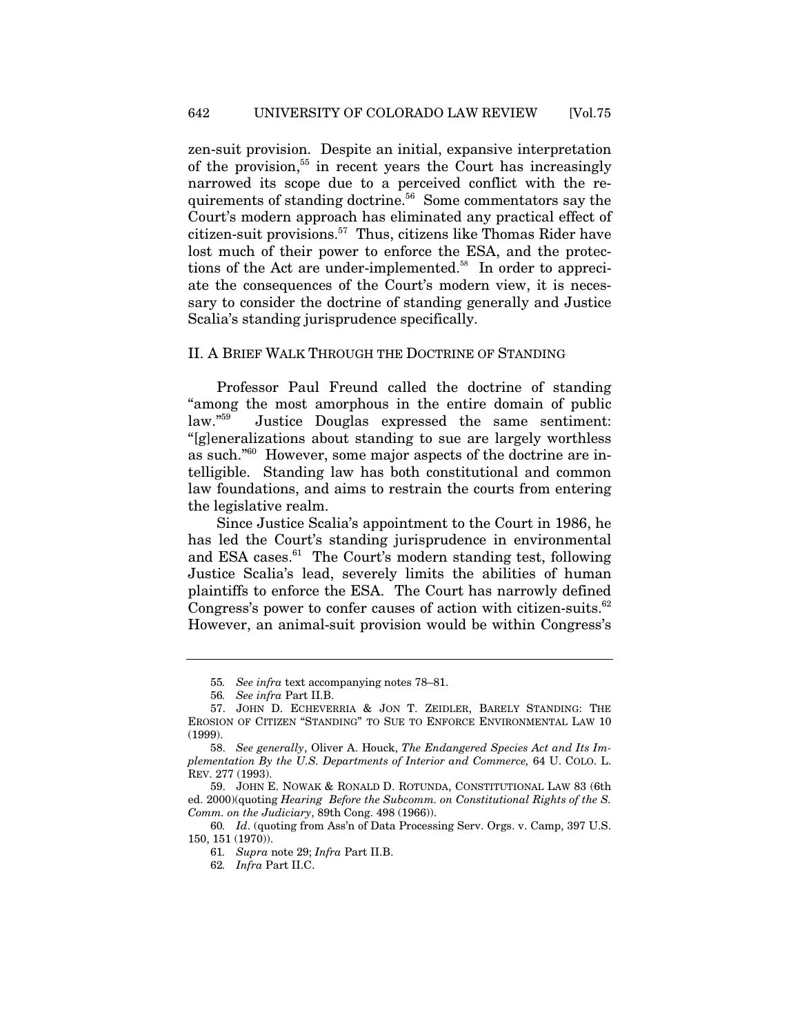zen-suit provision. Despite an initial, expansive interpretation of the provision,[55] in recent years the Court has increasingly narrowed its scope due to a perceived conflict with the requirements of standing doctrine.[56] Some commentators say the Court's modern approach has eliminated any practical effect of citizen-suit provisions.[57] Thus, citizens like Thomas Rider have lost much of their power to enforce the ESA, and the protections of the Act are under-implemented.[58] In order to appreciate the consequences of the Court's modern view, it is necessary to consider the doctrine of standing generally and Justice Scalia's standing jurisprudence specifically.

## II. A BRIEF WALK THROUGH THE DOCTRINE OF STANDING

Professor Paul Freund called the doctrine of standing "among the most amorphous in the entire domain of public law."[59] Justice Douglas expressed the same sentiment: "[g]eneralizations about standing to sue are largely worthless as such."[60] However, some major aspects of the doctrine are intelligible. Standing law has both constitutional and common law foundations, and aims to restrain the courts from entering the legislative realm.

Since Justice Scalia's appointment to the Court in 1986, he has led the Court's standing jurisprudence in environmental and ESA cases.[61] The Court's modern standing test, following Justice Scalia's lead, severely limits the abilities of human plaintiffs to enforce the ESA. The Court has narrowly defined Congress's power to confer causes of action with citizen-suits.[62] However, an animal-suit provision would be within Congress's

---

55. *See infra* text accompanying notes 78–81.

56. *See infra* Part II.B.

57. JOHN D. ECHEVERRIA & JON T. ZEIDLER, BARELY STANDING: THE EROSION OF CITIZEN "STANDING" TO SUE TO ENFORCE ENVIRONMENTAL LAW 10 (1999).

58. *See generally*, Oliver A. Houck, *The Endangered Species Act and Its Implementation By the U.S. Departments of Interior and Commerce,* 64 U. COLO. L. REV. 277 (1993).

59. JOHN E. NOWAK & RONALD D. ROTUNDA, CONSTITUTIONAL LAW 83 (6th ed. 2000)(quoting *Hearing Before the Subcomm. on Constitutional Rights of the S. Comm. on the Judiciary*, 89th Cong. 498 (1966)).

60. *Id*. (quoting from Ass'n of Data Processing Serv. Orgs. v. Camp, 397 U.S. 150, 151 (1970)).

61. *Supra* note 29; *Infra* Part II.B.

62. *Infra* Part II.C.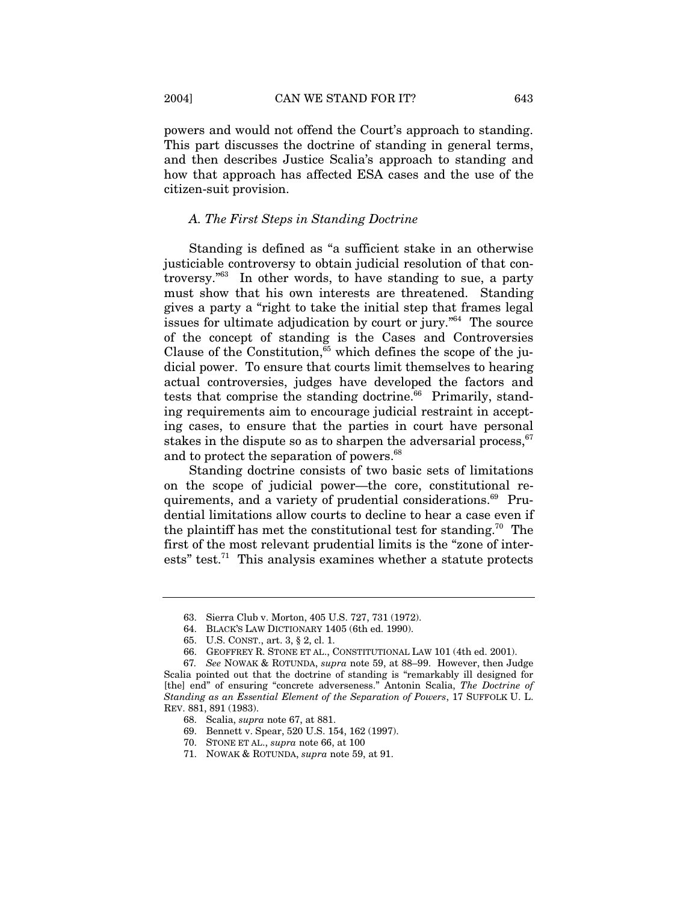powers and would not offend the Court's approach to standing. This part discusses the doctrine of standing in general terms, and then describes Justice Scalia's approach to standing and how that approach has affected ESA cases and the use of the citizen-suit provision.

### *A. The First Steps in Standing Doctrine*

Standing is defined as "a sufficient stake in an otherwise justiciable controversy to obtain judicial resolution of that controversy."[63] In other words, to have standing to sue, a party must show that his own interests are threatened. Standing gives a party a "right to take the initial step that frames legal issues for ultimate adjudication by court or jury."[64] The source of the concept of standing is the Cases and Controversies Clause of the Constitution,[65] which defines the scope of the judicial power. To ensure that courts limit themselves to hearing actual controversies, judges have developed the factors and tests that comprise the standing doctrine.[66] Primarily, standing requirements aim to encourage judicial restraint in accepting cases, to ensure that the parties in court have personal stakes in the dispute so as to sharpen the adversarial process,[67] and to protect the separation of powers.[68]

Standing doctrine consists of two basic sets of limitations on the scope of judicial power—the core, constitutional requirements, and a variety of prudential considerations.[69] Prudential limitations allow courts to decline to hear a case even if the plaintiff has met the constitutional test for standing.[70] The first of the most relevant prudential limits is the "zone of interests" test.[71] This analysis examines whether a statute protects

---

63. Sierra Club v. Morton, 405 U.S. 727, 731 (1972).

64. BLACK'S LAW DICTIONARY 1405 (6th ed. 1990).

65. U.S. CONST., art. 3, § 2, cl. 1.

66. GEOFFREY R. STONE ET AL., CONSTITUTIONAL LAW 101 (4th ed. 2001).

67. *See* NOWAK & ROTUNDA, *supra* note 59, at 88–99. However, then Judge Scalia pointed out that the doctrine of standing is "remarkably ill designed for [the] end" of ensuring "concrete adverseness." Antonin Scalia, *The Doctrine of Standing as an Essential Element of the Separation of Powers*, 17 SUFFOLK U. L. REV. 881, 891 (1983).

68. Scalia, *supra* note 67, at 881.

69. Bennett v. Spear, 520 U.S. 154, 162 (1997).

70. STONE ET AL., *supra* note 66, at 100

71. NOWAK & ROTUNDA, *supra* note 59, at 91.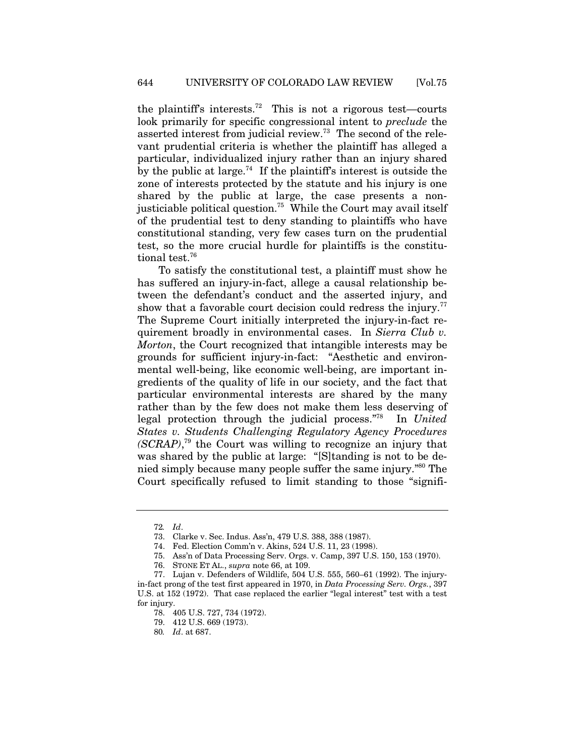the plaintiff's interests.[72] This is not a rigorous test—courts look primarily for specific congressional intent to *preclude* the asserted interest from judicial review.[73] The second of the relevant prudential criteria is whether the plaintiff has alleged a particular, individualized injury rather than an injury shared by the public at large.[74] If the plaintiff's interest is outside the zone of interests protected by the statute and his injury is one shared by the public at large, the case presents a non-justiciable political question.[75] While the Court may avail itself of the prudential test to deny standing to plaintiffs who have constitutional standing, very few cases turn on the prudential test, so the more crucial hurdle for plaintiffs is the constitutional test.[76]

To satisfy the constitutional test, a plaintiff must show he has suffered an injury-in-fact, allege a causal relationship between the defendant's conduct and the asserted injury, and show that a favorable court decision could redress the injury.[77] The Supreme Court initially interpreted the injury-in-fact requirement broadly in environmental cases. In *Sierra Club v. Morton*, the Court recognized that intangible interests may be grounds for sufficient injury-in-fact: "Aesthetic and environmental well-being, like economic well-being, are important ingredients of the quality of life in our society, and the fact that particular environmental interests are shared by the many rather than by the few does not make them less deserving of legal protection through the judicial process."[78] In *United States v. Students Challenging Regulatory Agency Procedures (SCRAP)*,[79] the Court was willing to recognize an injury that was shared by the public at large: "[S]tanding is not to be denied simply because many people suffer the same injury."[80] The Court specifically refused to limit standing to those "signifi-

---

72. *Id*.

73. Clarke v. Sec. Indus. Ass'n, 479 U.S. 388, 388 (1987).

74. Fed. Election Comm'n v. Akins, 524 U.S. 11, 23 (1998).

75. Ass'n of Data Processing Serv. Orgs. v. Camp, 397 U.S. 150, 153 (1970).

76. STONE ET AL., *supra* note 66, at 109.

77. Lujan v. Defenders of Wildlife, 504 U.S. 555, 560–61 (1992). The injury-in-fact prong of the test first appeared in 1970, in *Data Processing Serv. Orgs.*, 397 U.S. at 152 (1972). That case replaced the earlier "legal interest" test with a test for injury.

78. 405 U.S. 727, 734 (1972).

79. 412 U.S. 669 (1973).

80. *Id*. at 687.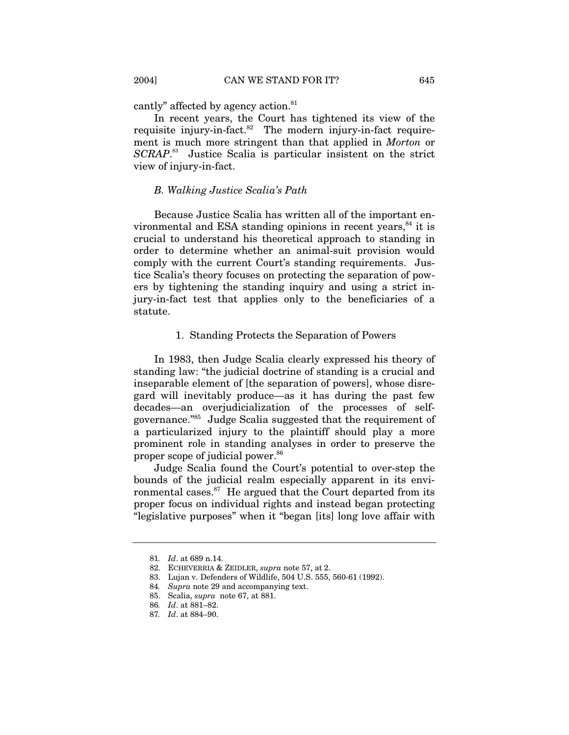cantly" affected by agency action.[81]

In recent years, the Court has tightened its view of the requisite injury-in-fact.[82] The modern injury-in-fact requirement is much more stringent than that applied in *Morton* or *SCRAP*.[83] Justice Scalia is particular insistent on the strict view of injury-in-fact.

### *B. Walking Justice Scalia's Path*

Because Justice Scalia has written all of the important environmental and ESA standing opinions in recent years,[84] it is crucial to understand his theoretical approach to standing in order to determine whether an animal-suit provision would comply with the current Court's standing requirements. Justice Scalia's theory focuses on protecting the separation of powers by tightening the standing inquiry and using a strict injury-in-fact test that applies only to the beneficiaries of a statute.

#### 1. Standing Protects the Separation of Powers

In 1983, then Judge Scalia clearly expressed his theory of standing law: "the judicial doctrine of standing is a crucial and inseparable element of [the separation of powers], whose disregard will inevitably produce—as it has during the past few decades—an overjudicialization of the processes of self-governance."[85] Judge Scalia suggested that the requirement of a particularized injury to the plaintiff should play a more prominent role in standing analyses in order to preserve the proper scope of judicial power.[86]

Judge Scalia found the Court's potential to over-step the bounds of the judicial realm especially apparent in its environmental cases.[87] He argued that the Court departed from its proper focus on individual rights and instead began protecting "legislative purposes" when it "began [its] long love affair with

---

81. *Id*. at 689 n.14.
82. ECHEVERRIA & ZEIDLER, *supra* note 57, at 2.
83. Lujan v. Defenders of Wildlife, 504 U.S. 555, 560-61 (1992).
84. *Supra* note 29 and accompanying text.
85. Scalia, *supra* note 67, at 881.
86. *Id*. at 881–82.
87. *Id*. at 884–90.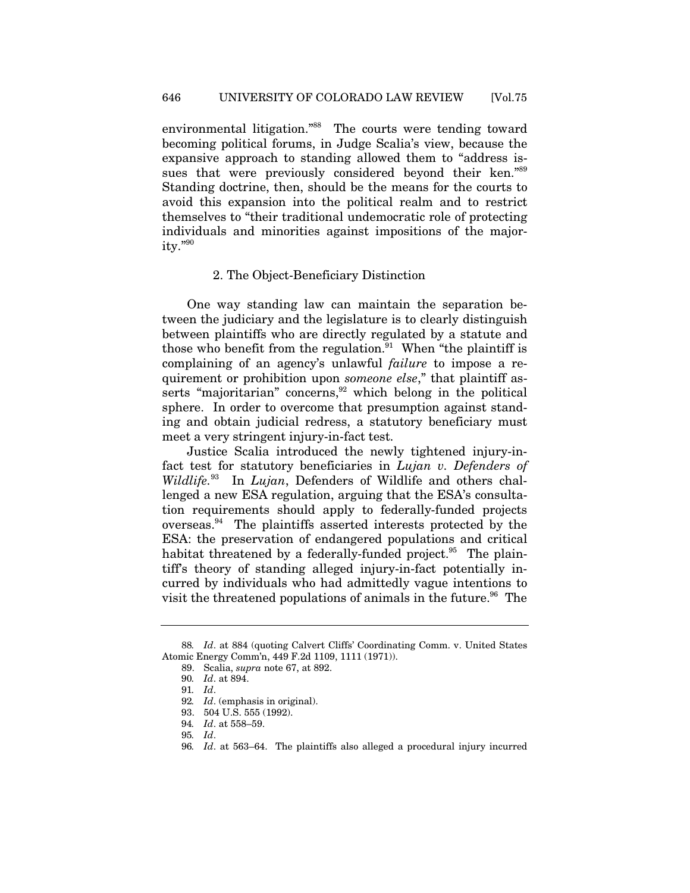environmental litigation."[88] The courts were tending toward becoming political forums, in Judge Scalia's view, because the expansive approach to standing allowed them to "address issues that were previously considered beyond their ken."[89] Standing doctrine, then, should be the means for the courts to avoid this expansion into the political realm and to restrict themselves to "their traditional undemocratic role of protecting individuals and minorities against impositions of the majority."[90]

### 2. The Object-Beneficiary Distinction

One way standing law can maintain the separation between the judiciary and the legislature is to clearly distinguish between plaintiffs who are directly regulated by a statute and those who benefit from the regulation.[91] When "the plaintiff is complaining of an agency's unlawful *failure* to impose a requirement or prohibition upon *someone else*," that plaintiff asserts "majoritarian" concerns,[92] which belong in the political sphere. In order to overcome that presumption against standing and obtain judicial redress, a statutory beneficiary must meet a very stringent injury-in-fact test.

Justice Scalia introduced the newly tightened injury-in-fact test for statutory beneficiaries in *Lujan v. Defenders of Wildlife*.[93] In *Lujan*, Defenders of Wildlife and others challenged a new ESA regulation, arguing that the ESA's consultation requirements should apply to federally-funded projects overseas.[94] The plaintiffs asserted interests protected by the ESA: the preservation of endangered populations and critical habitat threatened by a federally-funded project.[95] The plaintiff's theory of standing alleged injury-in-fact potentially incurred by individuals who had admittedly vague intentions to visit the threatened populations of animals in the future.[96] The

---

88. *Id*. at 884 (quoting Calvert Cliffs' Coordinating Comm. v. United States Atomic Energy Comm'n, 449 F.2d 1109, 1111 (1971)).

89. Scalia, *supra* note 67, at 892.

90. *Id*. at 894.

91. *Id*.

92. *Id*. (emphasis in original).

93. 504 U.S. 555 (1992).

94. *Id*. at 558–59.

95. *Id*.

96. *Id*. at 563–64. The plaintiffs also alleged a procedural injury incurred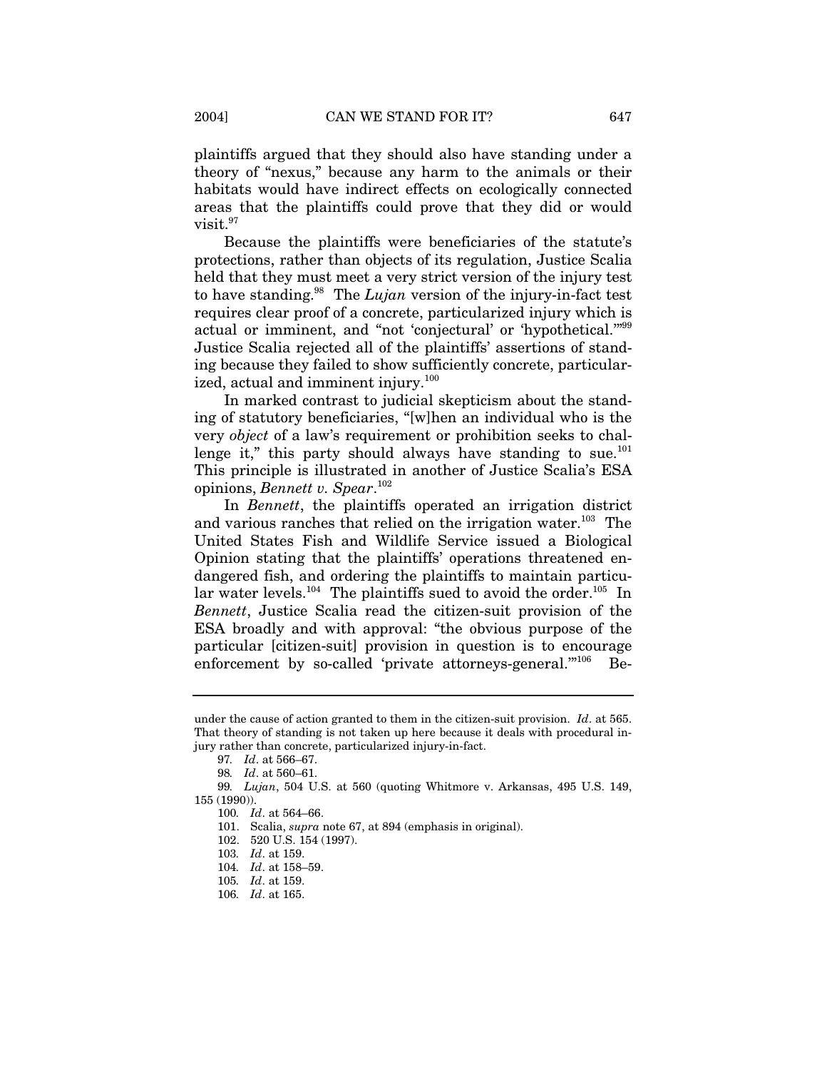plaintiffs argued that they should also have standing under a theory of "nexus," because any harm to the animals or their habitats would have indirect effects on ecologically connected areas that the plaintiffs could prove that they did or would visit.[97]

Because the plaintiffs were beneficiaries of the statute's protections, rather than objects of its regulation, Justice Scalia held that they must meet a very strict version of the injury test to have standing.[98] The *Lujan* version of the injury-in-fact test requires clear proof of a concrete, particularized injury which is actual or imminent, and "not 'conjectural' or 'hypothetical.'"[99] Justice Scalia rejected all of the plaintiffs' assertions of standing because they failed to show sufficiently concrete, particularized, actual and imminent injury.[100]

In marked contrast to judicial skepticism about the standing of statutory beneficiaries, "[w]hen an individual who is the very *object* of a law's requirement or prohibition seeks to challenge it," this party should always have standing to sue.[101] This principle is illustrated in another of Justice Scalia's ESA opinions, *Bennett v. Spear*.[102]

In *Bennett*, the plaintiffs operated an irrigation district and various ranches that relied on the irrigation water.[103] The United States Fish and Wildlife Service issued a Biological Opinion stating that the plaintiffs' operations threatened endangered fish, and ordering the plaintiffs to maintain particular water levels.[104] The plaintiffs sued to avoid the order.[105] In *Bennett*, Justice Scalia read the citizen-suit provision of the ESA broadly and with approval: "the obvious purpose of the particular [citizen-suit] provision in question is to encourage enforcement by so-called 'private attorneys-general.'"[106] Be-

---

under the cause of action granted to them in the citizen-suit provision. *Id*. at 565. That theory of standing is not taken up here because it deals with procedural injury rather than concrete, particularized injury-in-fact.

97. *Id*. at 566–67.

98. *Id*. at 560–61.

99. *Lujan*, 504 U.S. at 560 (quoting Whitmore v. Arkansas, 495 U.S. 149, 155 (1990)).

100. *Id*. at 564–66.

101. Scalia, *supra* note 67, at 894 (emphasis in original).

102. 520 U.S. 154 (1997).

103. *Id*. at 159.

104. *Id*. at 158–59.

105. *Id*. at 159.

106. *Id*. at 165.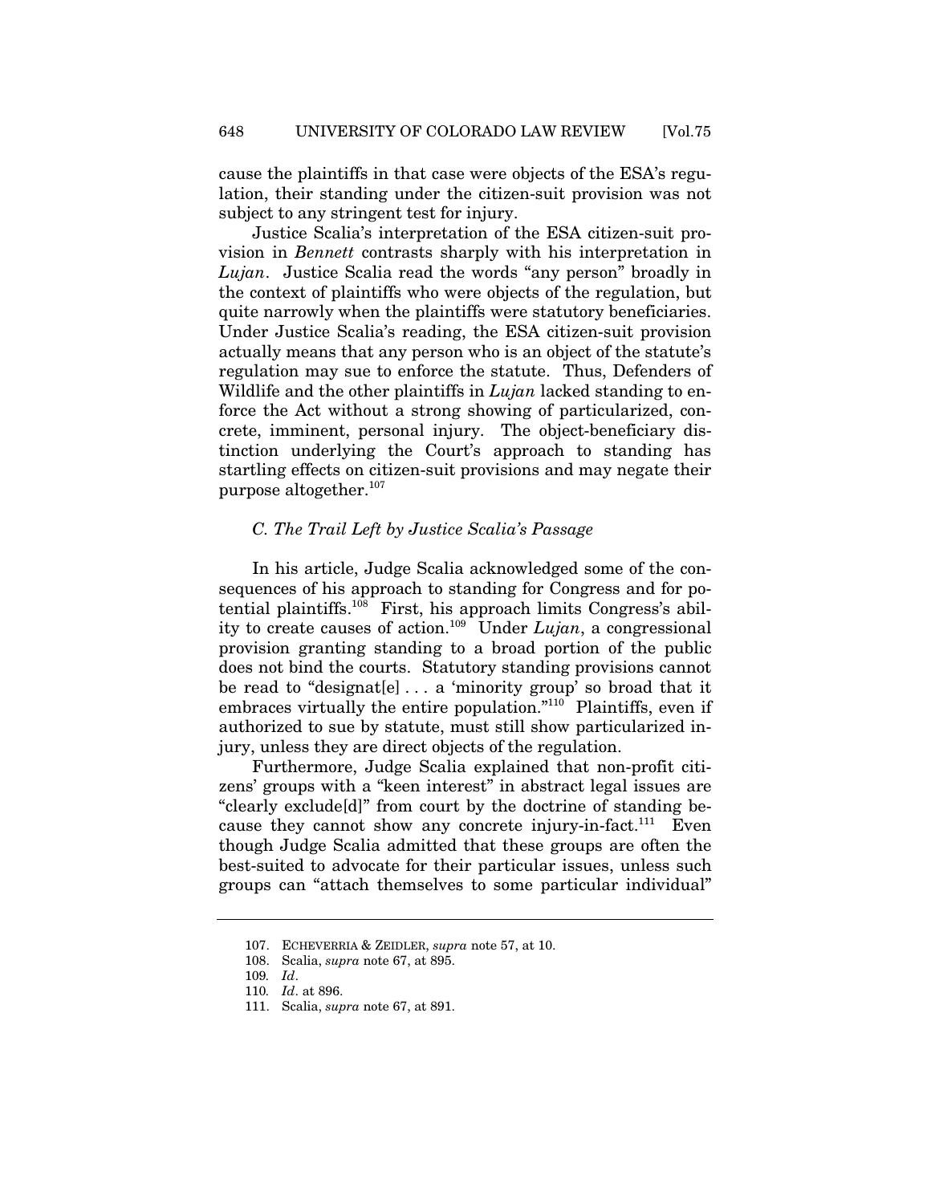cause the plaintiffs in that case were objects of the ESA's regulation, their standing under the citizen-suit provision was not subject to any stringent test for injury.

Justice Scalia's interpretation of the ESA citizen-suit provision in *Bennett* contrasts sharply with his interpretation in *Lujan*. Justice Scalia read the words "any person" broadly in the context of plaintiffs who were objects of the regulation, but quite narrowly when the plaintiffs were statutory beneficiaries. Under Justice Scalia's reading, the ESA citizen-suit provision actually means that any person who is an object of the statute's regulation may sue to enforce the statute. Thus, Defenders of Wildlife and the other plaintiffs in *Lujan* lacked standing to enforce the Act without a strong showing of particularized, concrete, imminent, personal injury. The object-beneficiary distinction underlying the Court's approach to standing has startling effects on citizen-suit provisions and may negate their purpose altogether.[107]

### *C. The Trail Left by Justice Scalia's Passage*

In his article, Judge Scalia acknowledged some of the consequences of his approach to standing for Congress and for potential plaintiffs.[108] First, his approach limits Congress's ability to create causes of action.[109] Under *Lujan*, a congressional provision granting standing to a broad portion of the public does not bind the courts. Statutory standing provisions cannot be read to "designat[e] . . . a 'minority group' so broad that it embraces virtually the entire population."[110] Plaintiffs, even if authorized to sue by statute, must still show particularized injury, unless they are direct objects of the regulation.

Furthermore, Judge Scalia explained that non-profit citizens' groups with a "keen interest" in abstract legal issues are "clearly exclude[d]" from court by the doctrine of standing because they cannot show any concrete injury-in-fact.[111] Even though Judge Scalia admitted that these groups are often the best-suited to advocate for their particular issues, unless such groups can "attach themselves to some particular individual"

---

107. ECHEVERRIA & ZEIDLER, *supra* note 57, at 10.

108. Scalia, *supra* note 67, at 895.

109. *Id*.

110. *Id*. at 896.

111. Scalia, *supra* note 67, at 891.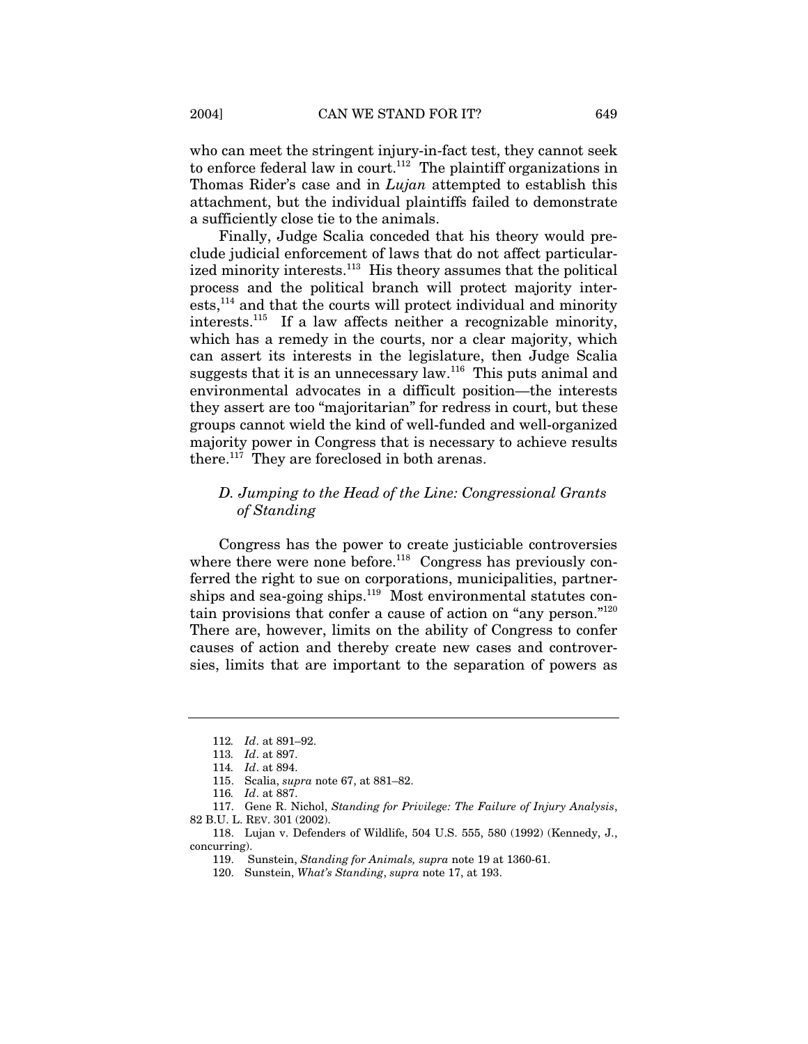who can meet the stringent injury-in-fact test, they cannot seek to enforce federal law in court.[112] The plaintiff organizations in Thomas Rider's case and in *Lujan* attempted to establish this attachment, but the individual plaintiffs failed to demonstrate a sufficiently close tie to the animals.

Finally, Judge Scalia conceded that his theory would preclude judicial enforcement of laws that do not affect particularized minority interests.[113] His theory assumes that the political process and the political branch will protect majority interests,[114] and that the courts will protect individual and minority interests.[115] If a law affects neither a recognizable minority, which has a remedy in the courts, nor a clear majority, which can assert its interests in the legislature, then Judge Scalia suggests that it is an unnecessary law.[116] This puts animal and environmental advocates in a difficult position—the interests they assert are too "majoritarian" for redress in court, but these groups cannot wield the kind of well-funded and well-organized majority power in Congress that is necessary to achieve results there.[117] They are foreclosed in both arenas.

### *D. Jumping to the Head of the Line: Congressional Grants of Standing*

Congress has the power to create justiciable controversies where there were none before.[118] Congress has previously conferred the right to sue on corporations, municipalities, partnerships and sea-going ships.[119] Most environmental statutes contain provisions that confer a cause of action on "any person."[120] There are, however, limits on the ability of Congress to confer causes of action and thereby create new cases and controversies, limits that are important to the separation of powers as

---

112. *Id*. at 891–92.

113. *Id*. at 897.

114. *Id*. at 894.

115. Scalia, *supra* note 67, at 881–82.

116. *Id*. at 887.

117. Gene R. Nichol, *Standing for Privilege: The Failure of Injury Analysis*, 82 B.U. L. REV. 301 (2002).

118. Lujan v. Defenders of Wildlife, 504 U.S. 555, 580 (1992) (Kennedy, J., concurring).

119. Sunstein, *Standing for Animals, supra* note 19 at 1360-61.

120. Sunstein, *What's Standing*, *supra* note 17, at 193.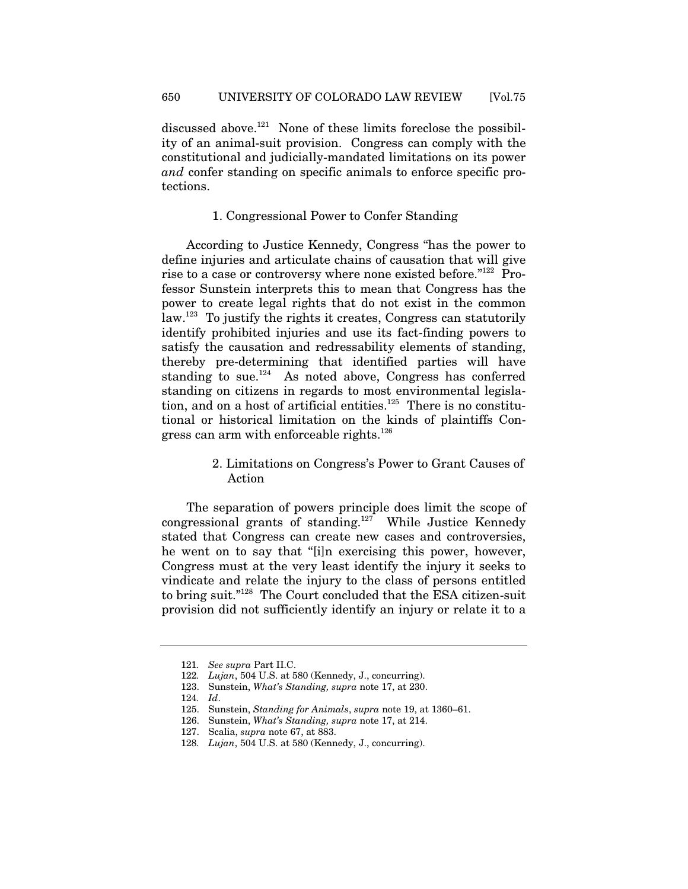discussed above.[121] None of these limits foreclose the possibility of an animal-suit provision. Congress can comply with the constitutional and judicially-mandated limitations on its power *and* confer standing on specific animals to enforce specific protections.

### 1. Congressional Power to Confer Standing

According to Justice Kennedy, Congress "has the power to define injuries and articulate chains of causation that will give rise to a case or controversy where none existed before."[122] Professor Sunstein interprets this to mean that Congress has the power to create legal rights that do not exist in the common law.[123] To justify the rights it creates, Congress can statutorily identify prohibited injuries and use its fact-finding powers to satisfy the causation and redressability elements of standing, thereby pre-determining that identified parties will have standing to sue.[124] As noted above, Congress has conferred standing on citizens in regards to most environmental legislation, and on a host of artificial entities.[125] There is no constitutional or historical limitation on the kinds of plaintiffs Congress can arm with enforceable rights.[126]

### 2. Limitations on Congress's Power to Grant Causes of Action

The separation of powers principle does limit the scope of congressional grants of standing.[127] While Justice Kennedy stated that Congress can create new cases and controversies, he went on to say that "[i]n exercising this power, however, Congress must at the very least identify the injury it seeks to vindicate and relate the injury to the class of persons entitled to bring suit."[128] The Court concluded that the ESA citizen-suit provision did not sufficiently identify an injury or relate it to a

---

121. *See supra* Part II.C.
122. *Lujan*, 504 U.S. at 580 (Kennedy, J., concurring).
123. Sunstein, *What's Standing, supra* note 17, at 230.
124. *Id*.
125. Sunstein, *Standing for Animals*, *supra* note 19, at 1360–61.
126. Sunstein, *What's Standing, supra* note 17, at 214.
127. Scalia, *supra* note 67, at 883.
128. *Lujan*, 504 U.S. at 580 (Kennedy, J., concurring).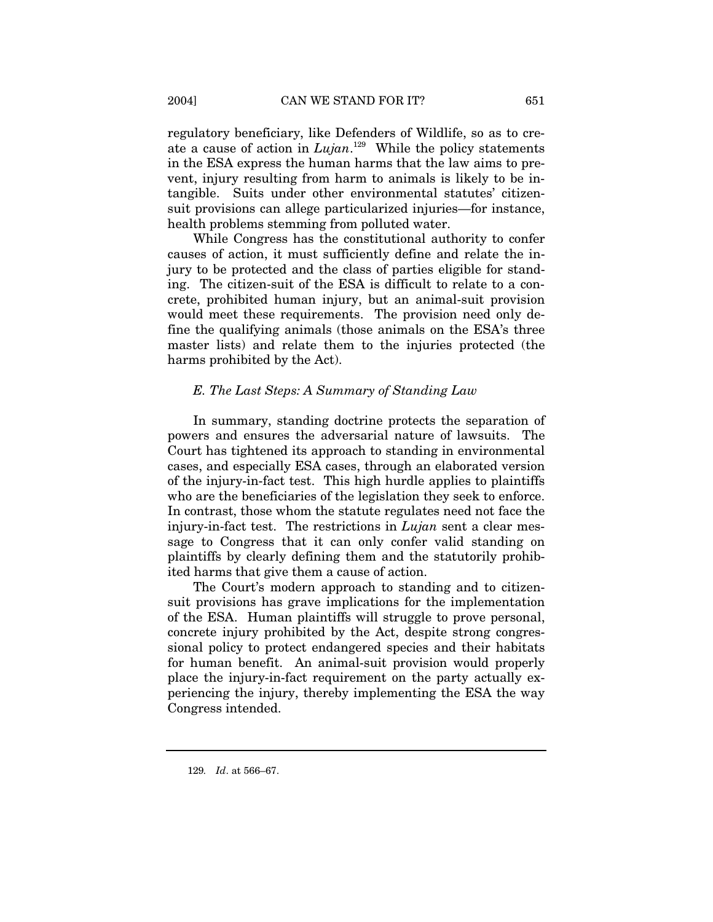regulatory beneficiary, like Defenders of Wildlife, so as to create a cause of action in *Lujan*.[129] While the policy statements in the ESA express the human harms that the law aims to prevent, injury resulting from harm to animals is likely to be intangible. Suits under other environmental statutes' citizen-suit provisions can allege particularized injuries—for instance, health problems stemming from polluted water.

While Congress has the constitutional authority to confer causes of action, it must sufficiently define and relate the injury to be protected and the class of parties eligible for standing. The citizen-suit of the ESA is difficult to relate to a concrete, prohibited human injury, but an animal-suit provision would meet these requirements. The provision need only define the qualifying animals (those animals on the ESA's three master lists) and relate them to the injuries protected (the harms prohibited by the Act).

### *E. The Last Steps: A Summary of Standing Law*

In summary, standing doctrine protects the separation of powers and ensures the adversarial nature of lawsuits. The Court has tightened its approach to standing in environmental cases, and especially ESA cases, through an elaborated version of the injury-in-fact test. This high hurdle applies to plaintiffs who are the beneficiaries of the legislation they seek to enforce. In contrast, those whom the statute regulates need not face the injury-in-fact test. The restrictions in *Lujan* sent a clear message to Congress that it can only confer valid standing on plaintiffs by clearly defining them and the statutorily prohibited harms that give them a cause of action.

The Court's modern approach to standing and to citizen-suit provisions has grave implications for the implementation of the ESA. Human plaintiffs will struggle to prove personal, concrete injury prohibited by the Act, despite strong congressional policy to protect endangered species and their habitats for human benefit. An animal-suit provision would properly place the injury-in-fact requirement on the party actually experiencing the injury, thereby implementing the ESA the way Congress intended.

---

129. *Id*. at 566–67.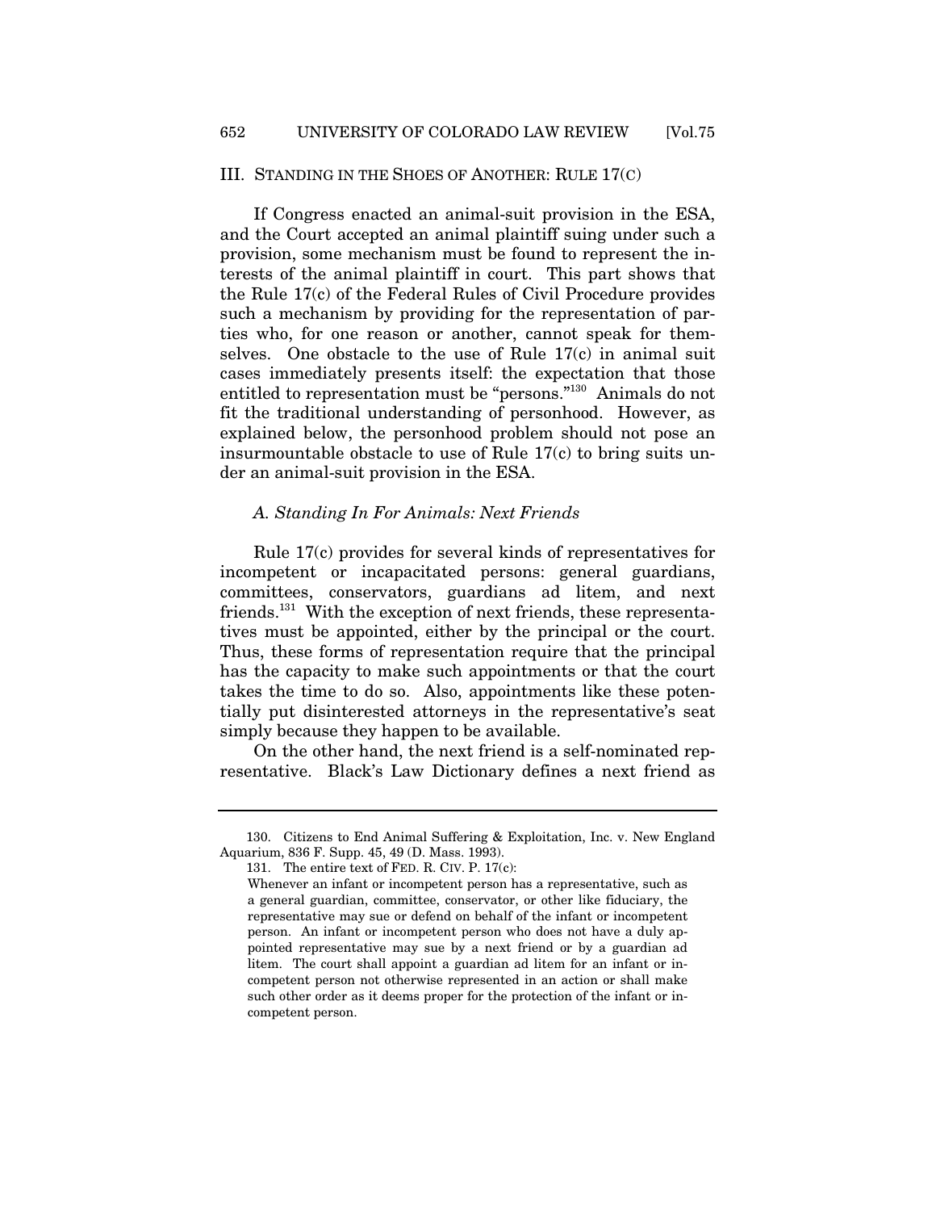## III. STANDING IN THE SHOES OF ANOTHER: RULE 17(C)

If Congress enacted an animal-suit provision in the ESA, and the Court accepted an animal plaintiff suing under such a provision, some mechanism must be found to represent the interests of the animal plaintiff in court. This part shows that the Rule 17(c) of the Federal Rules of Civil Procedure provides such a mechanism by providing for the representation of parties who, for one reason or another, cannot speak for themselves. One obstacle to the use of Rule 17(c) in animal suit cases immediately presents itself: the expectation that those entitled to representation must be "persons."[130] Animals do not fit the traditional understanding of personhood. However, as explained below, the personhood problem should not pose an insurmountable obstacle to use of Rule 17(c) to bring suits under an animal-suit provision in the ESA.

### *A. Standing In For Animals: Next Friends*

Rule 17(c) provides for several kinds of representatives for incompetent or incapacitated persons: general guardians, committees, conservators, guardians ad litem, and next friends.[131] With the exception of next friends, these representatives must be appointed, either by the principal or the court. Thus, these forms of representation require that the principal has the capacity to make such appointments or that the court takes the time to do so. Also, appointments like these potentially put disinterested attorneys in the representative's seat simply because they happen to be available.

On the other hand, the next friend is a self-nominated representative. Black's Law Dictionary defines a next friend as

---

130. Citizens to End Animal Suffering & Exploitation, Inc. v. New England Aquarium, 836 F. Supp. 45, 49 (D. Mass. 1993).

131. The entire text of FED. R. CIV. P. 17(c):

Whenever an infant or incompetent person has a representative, such as a general guardian, committee, conservator, or other like fiduciary, the representative may sue or defend on behalf of the infant or incompetent person. An infant or incompetent person who does not have a duly appointed representative may sue by a next friend or by a guardian ad litem. The court shall appoint a guardian ad litem for an infant or incompetent person not otherwise represented in an action or shall make such other order as it deems proper for the protection of the infant or incompetent person.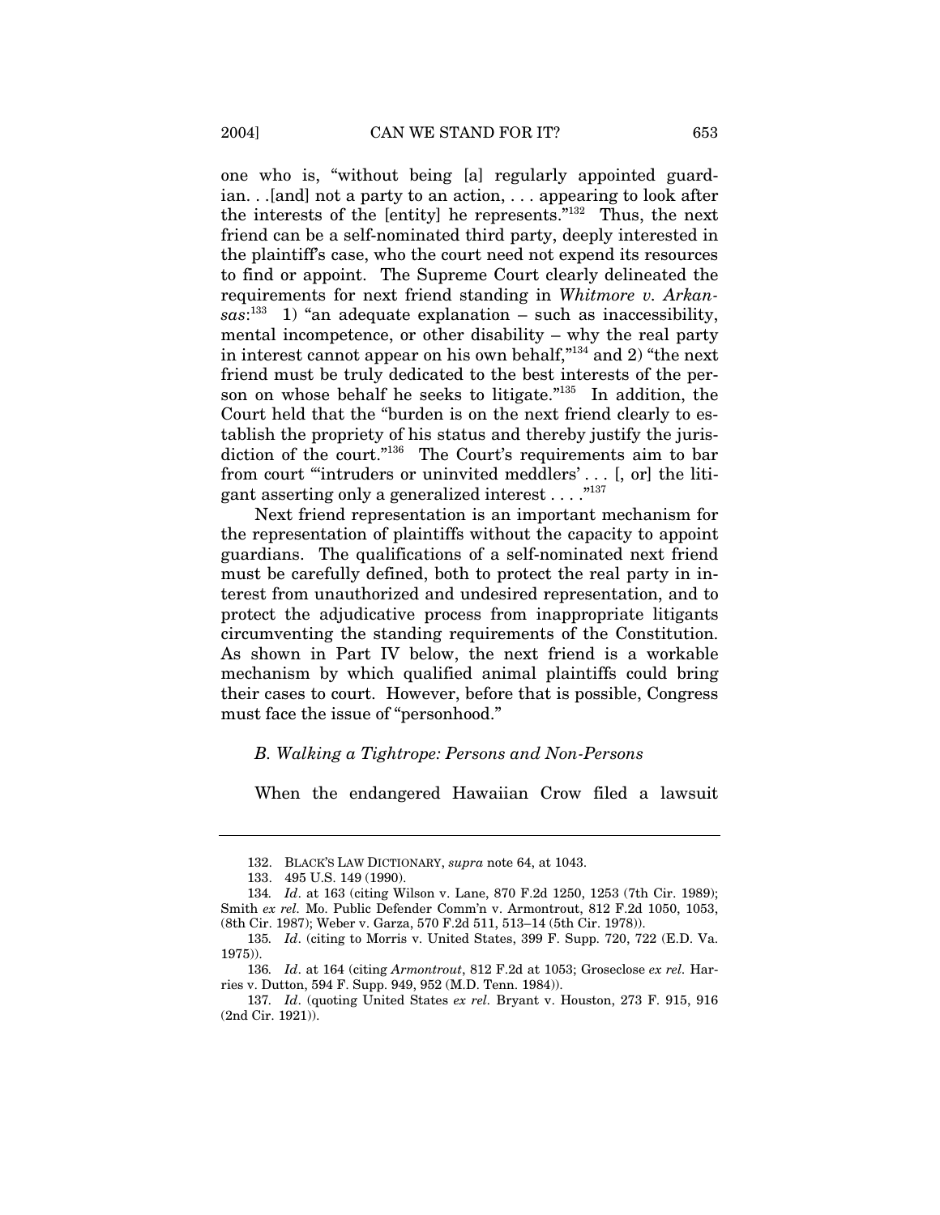one who is, "without being [a] regularly appointed guardian. . .[and] not a party to an action, . . . appearing to look after the interests of the [entity] he represents."[132] Thus, the next friend can be a self-nominated third party, deeply interested in the plaintiff's case, who the court need not expend its resources to find or appoint. The Supreme Court clearly delineated the requirements for next friend standing in *Whitmore v. Arkansas*:[133] 1) "an adequate explanation – such as inaccessibility, mental incompetence, or other disability – why the real party in interest cannot appear on his own behalf,"[134] and 2) "the next friend must be truly dedicated to the best interests of the person on whose behalf he seeks to litigate."[135] In addition, the Court held that the "burden is on the next friend clearly to establish the propriety of his status and thereby justify the jurisdiction of the court."[136] The Court's requirements aim to bar from court "'intruders or uninvited meddlers' . . . [, or] the litigant asserting only a generalized interest . . . ."[137]

Next friend representation is an important mechanism for the representation of plaintiffs without the capacity to appoint guardians. The qualifications of a self-nominated next friend must be carefully defined, both to protect the real party in interest from unauthorized and undesired representation, and to protect the adjudicative process from inappropriate litigants circumventing the standing requirements of the Constitution. As shown in Part IV below, the next friend is a workable mechanism by which qualified animal plaintiffs could bring their cases to court. However, before that is possible, Congress must face the issue of "personhood."

### *B. Walking a Tightrope: Persons and Non-Persons*

When the endangered Hawaiian Crow filed a lawsuit

---

132. BLACK'S LAW DICTIONARY, *supra* note 64, at 1043.

133. 495 U.S. 149 (1990).

134. *Id*. at 163 (citing Wilson v. Lane, 870 F.2d 1250, 1253 (7th Cir. 1989); Smith *ex rel.* Mo. Public Defender Comm'n v. Armontrout, 812 F.2d 1050, 1053, (8th Cir. 1987); Weber v. Garza, 570 F.2d 511, 513–14 (5th Cir. 1978)).

135. *Id*. (citing to Morris v. United States, 399 F. Supp. 720, 722 (E.D. Va. 1975)).

136. *Id*. at 164 (citing *Armontrout*, 812 F.2d at 1053; Groseclose *ex rel.* Harries v. Dutton, 594 F. Supp. 949, 952 (M.D. Tenn. 1984)).

137. *Id*. (quoting United States *ex rel.* Bryant v. Houston, 273 F. 915, 916 (2nd Cir. 1921)).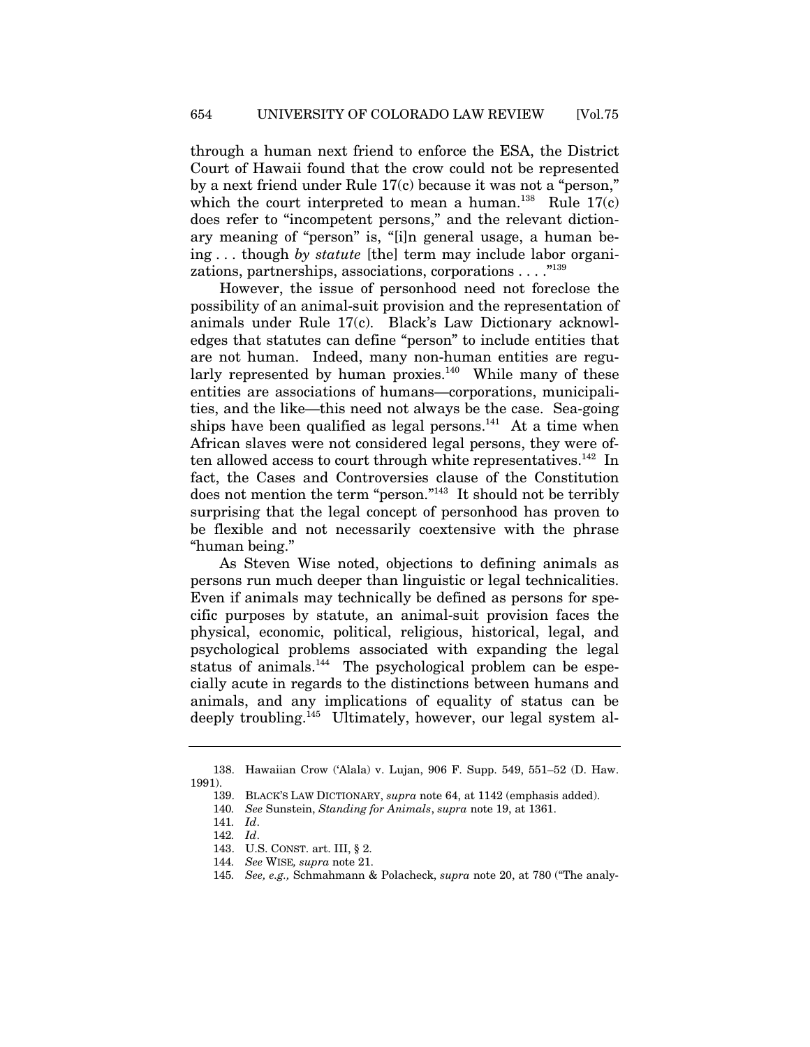through a human next friend to enforce the ESA, the District Court of Hawaii found that the crow could not be represented by a next friend under Rule 17(c) because it was not a "person," which the court interpreted to mean a human.[138] Rule 17(c) does refer to "incompetent persons," and the relevant dictionary meaning of "person" is, "[i]n general usage, a human being . . . though *by statute* [the] term may include labor organizations, partnerships, associations, corporations . . . ."[139]

However, the issue of personhood need not foreclose the possibility of an animal-suit provision and the representation of animals under Rule 17(c). Black's Law Dictionary acknowledges that statutes can define "person" to include entities that are not human. Indeed, many non-human entities are regularly represented by human proxies.[140] While many of these entities are associations of humans—corporations, municipalities, and the like—this need not always be the case. Sea-going ships have been qualified as legal persons.[141] At a time when African slaves were not considered legal persons, they were often allowed access to court through white representatives.[142] In fact, the Cases and Controversies clause of the Constitution does not mention the term "person."[143] It should not be terribly surprising that the legal concept of personhood has proven to be flexible and not necessarily coextensive with the phrase "human being."

As Steven Wise noted, objections to defining animals as persons run much deeper than linguistic or legal technicalities. Even if animals may technically be defined as persons for specific purposes by statute, an animal-suit provision faces the physical, economic, political, religious, historical, legal, and psychological problems associated with expanding the legal status of animals.[144] The psychological problem can be especially acute in regards to the distinctions between humans and animals, and any implications of equality of status can be deeply troubling.[145] Ultimately, however, our legal system al-

---

138. Hawaiian Crow ('Alala) v. Lujan, 906 F. Supp. 549, 551–52 (D. Haw. 1991).

139. BLACK'S LAW DICTIONARY, *supra* note 64, at 1142 (emphasis added).

140. *See* Sunstein, *Standing for Animals*, *supra* note 19, at 1361.

141. *Id*.

142. *Id*.

143. U.S. CONST. art. III, § 2.

144. *See* WISE, *supra* note 21.

145. *See, e.g.,* Schmahmann & Polacheck, *supra* note 20, at 780 ("The analy-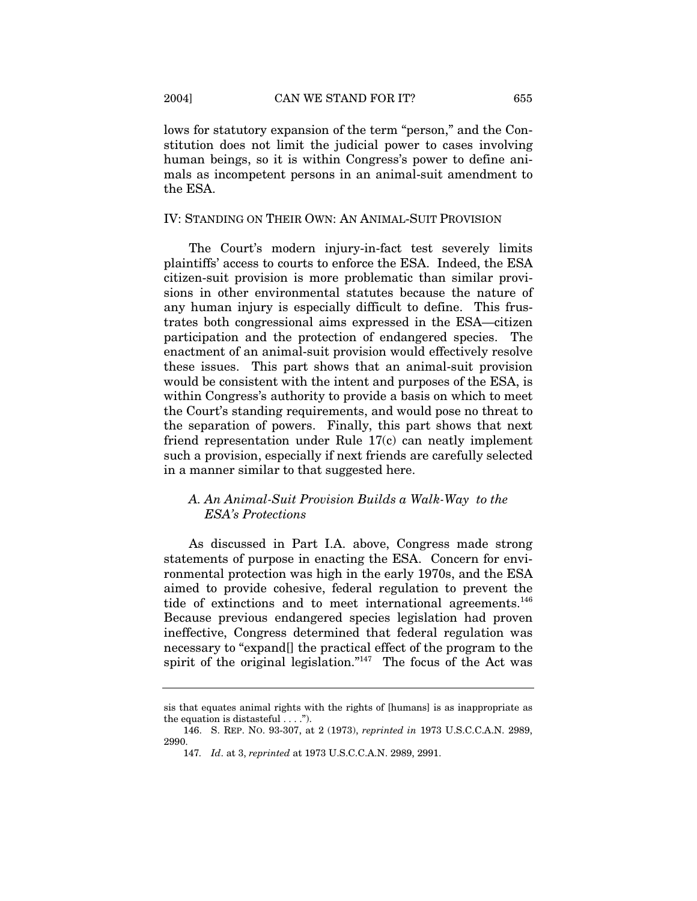lows for statutory expansion of the term "person," and the Constitution does not limit the judicial power to cases involving human beings, so it is within Congress's power to define animals as incompetent persons in an animal-suit amendment to the ESA.

## IV: STANDING ON THEIR OWN: AN ANIMAL-SUIT PROVISION

The Court's modern injury-in-fact test severely limits plaintiffs' access to courts to enforce the ESA. Indeed, the ESA citizen-suit provision is more problematic than similar provisions in other environmental statutes because the nature of any human injury is especially difficult to define. This frustrates both congressional aims expressed in the ESA—citizen participation and the protection of endangered species. The enactment of an animal-suit provision would effectively resolve these issues. This part shows that an animal-suit provision would be consistent with the intent and purposes of the ESA, is within Congress's authority to provide a basis on which to meet the Court's standing requirements, and would pose no threat to the separation of powers. Finally, this part shows that next friend representation under Rule 17(c) can neatly implement such a provision, especially if next friends are carefully selected in a manner similar to that suggested here.

### *A. An Animal-Suit Provision Builds a Walk-Way to the ESA's Protections*

As discussed in Part I.A. above, Congress made strong statements of purpose in enacting the ESA. Concern for environmental protection was high in the early 1970s, and the ESA aimed to provide cohesive, federal regulation to prevent the tide of extinctions and to meet international agreements.[146] Because previous endangered species legislation had proven ineffective, Congress determined that federal regulation was necessary to "expand[] the practical effect of the program to the spirit of the original legislation."[147] The focus of the Act was

---

sis that equates animal rights with the rights of [humans] is as inappropriate as the equation is distasteful . . . .").

146. S. REP. NO. 93-307, at 2 (1973), *reprinted in* 1973 U.S.C.C.A.N. 2989, 2990.

147. *Id*. at 3, *reprinted* at 1973 U.S.C.C.A.N. 2989, 2991.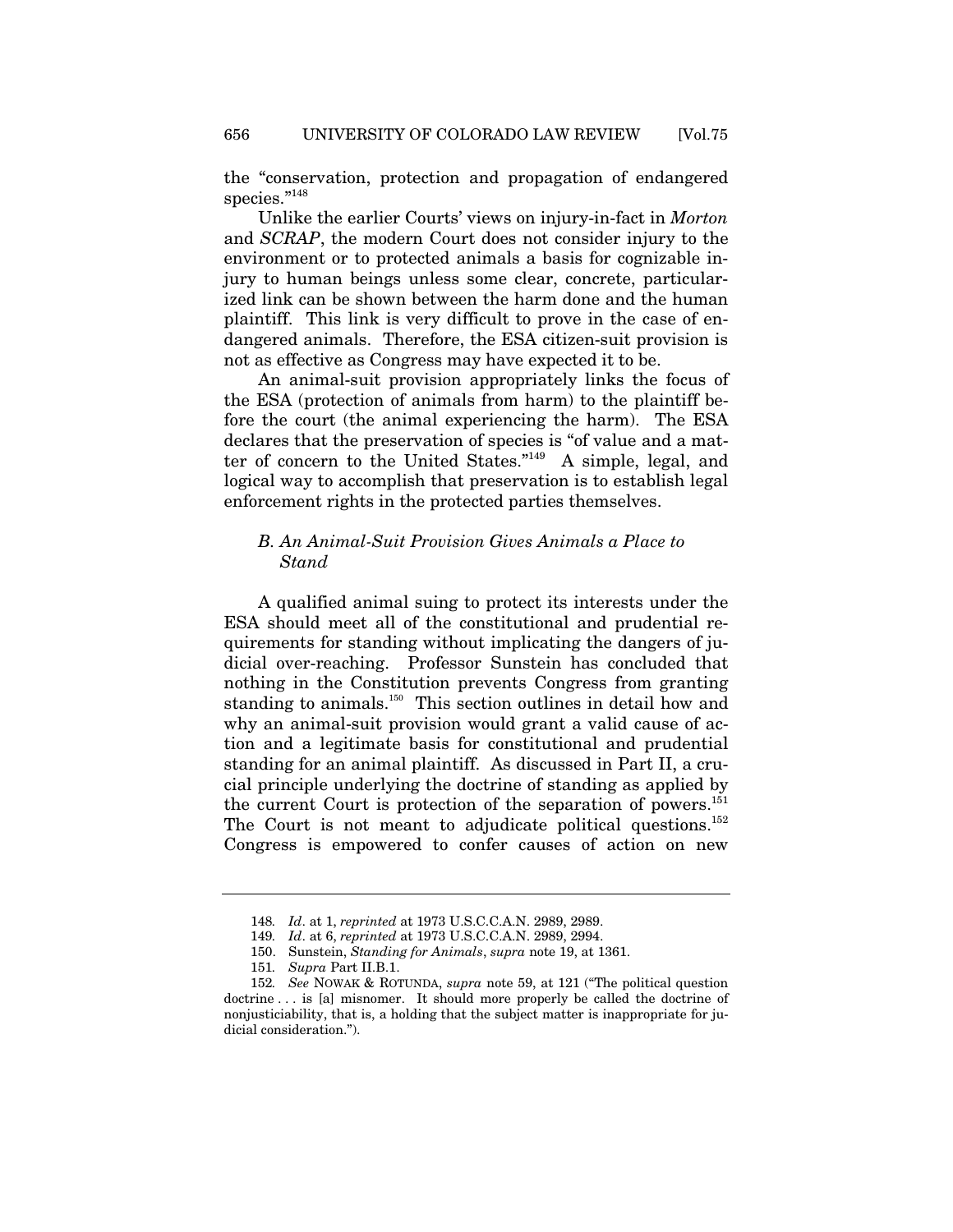the "conservation, protection and propagation of endangered species."[148]

Unlike the earlier Courts' views on injury-in-fact in *Morton* and *SCRAP*, the modern Court does not consider injury to the environment or to protected animals a basis for cognizable injury to human beings unless some clear, concrete, particularized link can be shown between the harm done and the human plaintiff. This link is very difficult to prove in the case of endangered animals. Therefore, the ESA citizen-suit provision is not as effective as Congress may have expected it to be.

An animal-suit provision appropriately links the focus of the ESA (protection of animals from harm) to the plaintiff before the court (the animal experiencing the harm). The ESA declares that the preservation of species is "of value and a matter of concern to the United States."[149] A simple, legal, and logical way to accomplish that preservation is to establish legal enforcement rights in the protected parties themselves.

### *B. An Animal-Suit Provision Gives Animals a Place to Stand*

A qualified animal suing to protect its interests under the ESA should meet all of the constitutional and prudential requirements for standing without implicating the dangers of judicial over-reaching. Professor Sunstein has concluded that nothing in the Constitution prevents Congress from granting standing to animals.[150] This section outlines in detail how and why an animal-suit provision would grant a valid cause of action and a legitimate basis for constitutional and prudential standing for an animal plaintiff. As discussed in Part II, a crucial principle underlying the doctrine of standing as applied by the current Court is protection of the separation of powers.[151] The Court is not meant to adjudicate political questions.[152] Congress is empowered to confer causes of action on new

---

148. *Id*. at 1, *reprinted* at 1973 U.S.C.C.A.N. 2989, 2989.

149. *Id*. at 6, *reprinted* at 1973 U.S.C.C.A.N. 2989, 2994.

150. Sunstein, *Standing for Animals*, *supra* note 19, at 1361.

151. *Supra* Part II.B.1.

152. *See* NOWAK & ROTUNDA, *supra* note 59, at 121 ("The political question doctrine . . . is [a] misnomer. It should more properly be called the doctrine of nonjusticiability, that is, a holding that the subject matter is inappropriate for judicial consideration.").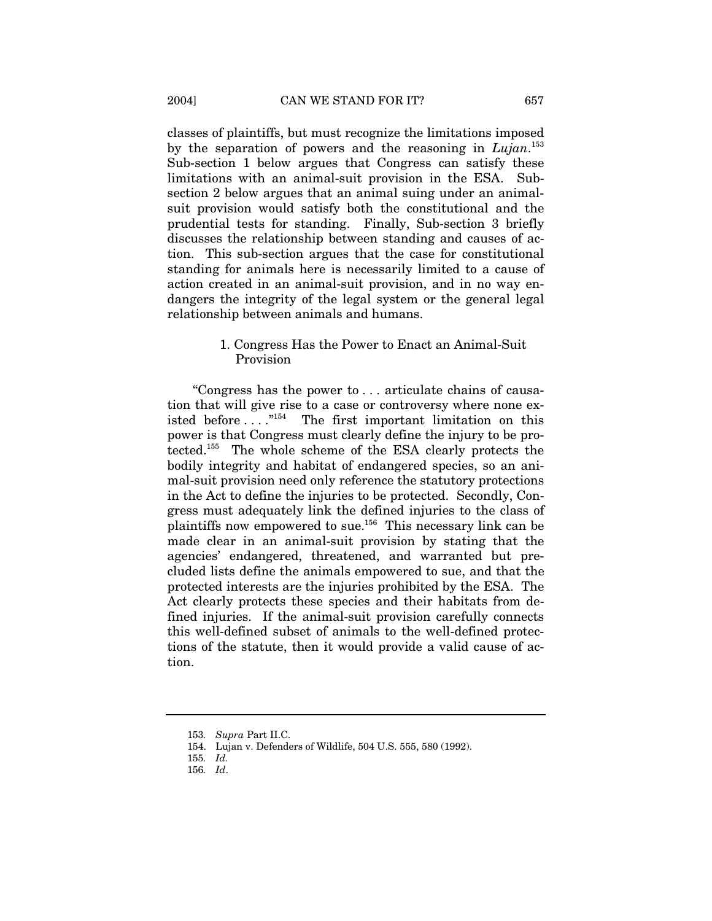classes of plaintiffs, but must recognize the limitations imposed by the separation of powers and the reasoning in *Lujan*.[153] Sub-section 1 below argues that Congress can satisfy these limitations with an animal-suit provision in the ESA. Sub-section 2 below argues that an animal suing under an animal-suit provision would satisfy both the constitutional and the prudential tests for standing. Finally, Sub-section 3 briefly discusses the relationship between standing and causes of action. This sub-section argues that the case for constitutional standing for animals here is necessarily limited to a cause of action created in an animal-suit provision, and in no way endangers the integrity of the legal system or the general legal relationship between animals and humans.

### 1. Congress Has the Power to Enact an Animal-Suit Provision

"Congress has the power to . . . articulate chains of causation that will give rise to a case or controversy where none existed before . . . ."[154] The first important limitation on this power is that Congress must clearly define the injury to be protected.[155] The whole scheme of the ESA clearly protects the bodily integrity and habitat of endangered species, so an animal-suit provision need only reference the statutory protections in the Act to define the injuries to be protected. Secondly, Congress must adequately link the defined injuries to the class of plaintiffs now empowered to sue.[156] This necessary link can be made clear in an animal-suit provision by stating that the agencies' endangered, threatened, and warranted but precluded lists define the animals empowered to sue, and that the protected interests are the injuries prohibited by the ESA. The Act clearly protects these species and their habitats from defined injuries. If the animal-suit provision carefully connects this well-defined subset of animals to the well-defined protections of the statute, then it would provide a valid cause of action.

---

153. *Supra* Part II.C.

154. Lujan v. Defenders of Wildlife, 504 U.S. 555, 580 (1992).

155. *Id.*

156. *Id*.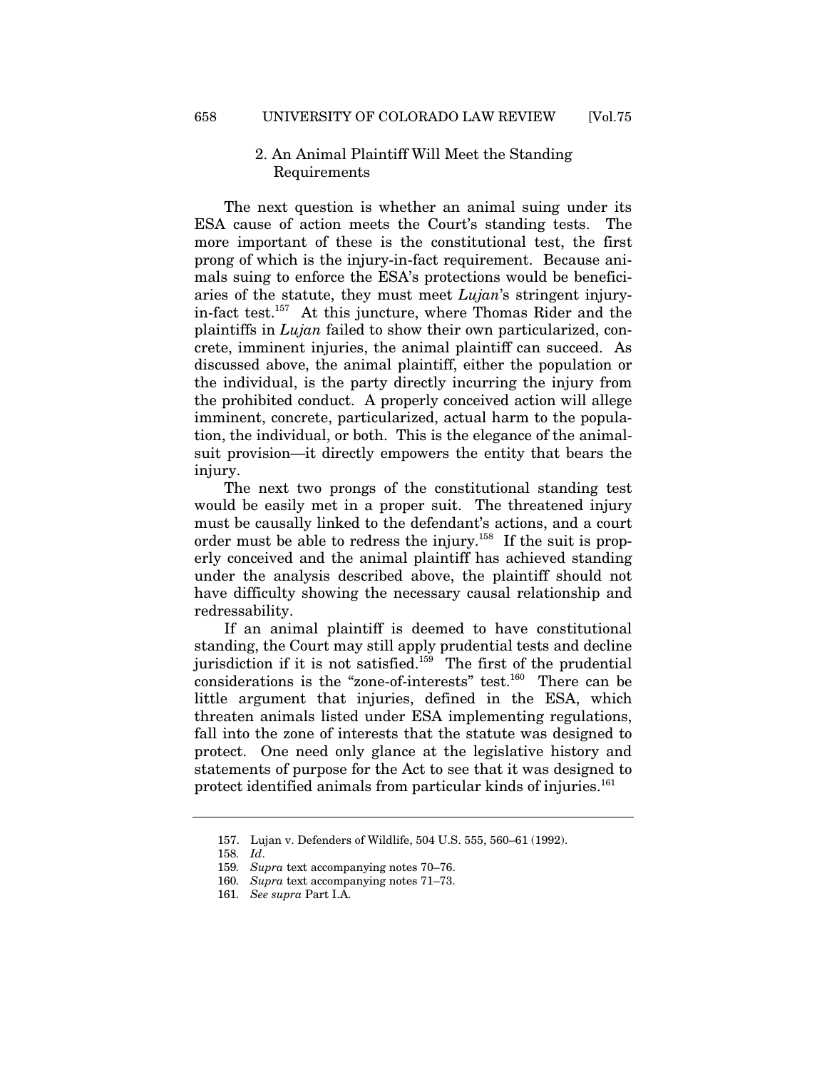### 2. An Animal Plaintiff Will Meet the Standing Requirements

The next question is whether an animal suing under its ESA cause of action meets the Court's standing tests. The more important of these is the constitutional test, the first prong of which is the injury-in-fact requirement. Because animals suing to enforce the ESA's protections would be beneficiaries of the statute, they must meet *Lujan*'s stringent injury-in-fact test.[157] At this juncture, where Thomas Rider and the plaintiffs in *Lujan* failed to show their own particularized, concrete, imminent injuries, the animal plaintiff can succeed. As discussed above, the animal plaintiff, either the population or the individual, is the party directly incurring the injury from the prohibited conduct. A properly conceived action will allege imminent, concrete, particularized, actual harm to the population, the individual, or both. This is the elegance of the animal-suit provision—it directly empowers the entity that bears the injury.

The next two prongs of the constitutional standing test would be easily met in a proper suit. The threatened injury must be causally linked to the defendant's actions, and a court order must be able to redress the injury.[158] If the suit is properly conceived and the animal plaintiff has achieved standing under the analysis described above, the plaintiff should not have difficulty showing the necessary causal relationship and redressability.

If an animal plaintiff is deemed to have constitutional standing, the Court may still apply prudential tests and decline jurisdiction if it is not satisfied.[159] The first of the prudential considerations is the "zone-of-interests" test.[160] There can be little argument that injuries, defined in the ESA, which threaten animals listed under ESA implementing regulations, fall into the zone of interests that the statute was designed to protect. One need only glance at the legislative history and statements of purpose for the Act to see that it was designed to protect identified animals from particular kinds of injuries.[161]

---

157. Lujan v. Defenders of Wildlife, 504 U.S. 555, 560–61 (1992).

158. *Id*.

159. *Supra* text accompanying notes 70–76.

160. *Supra* text accompanying notes 71–73.

161. *See supra* Part I.A.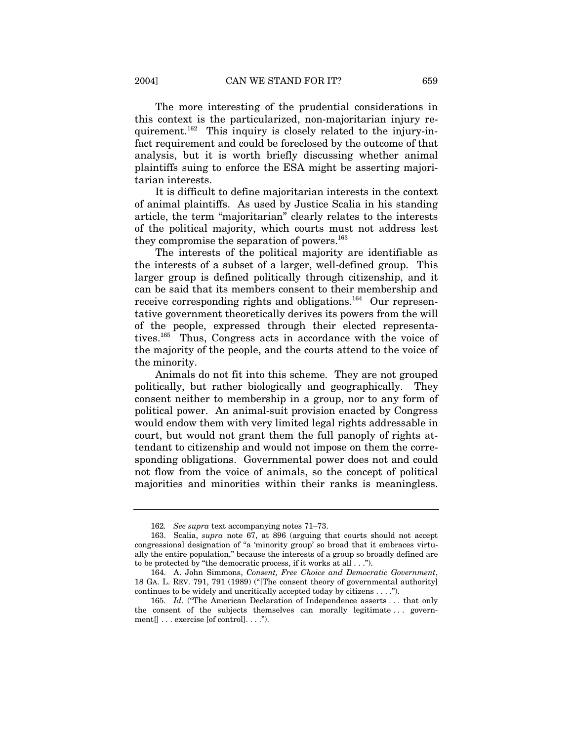The more interesting of the prudential considerations in this context is the particularized, non-majoritarian injury requirement.[162] This inquiry is closely related to the injury-in-fact requirement and could be foreclosed by the outcome of that analysis, but it is worth briefly discussing whether animal plaintiffs suing to enforce the ESA might be asserting majoritarian interests.

It is difficult to define majoritarian interests in the context of animal plaintiffs. As used by Justice Scalia in his standing article, the term "majoritarian" clearly relates to the interests of the political majority, which courts must not address lest they compromise the separation of powers.[163]

The interests of the political majority are identifiable as the interests of a subset of a larger, well-defined group. This larger group is defined politically through citizenship, and it can be said that its members consent to their membership and receive corresponding rights and obligations.[164] Our representative government theoretically derives its powers from the will of the people, expressed through their elected representatives.[165] Thus, Congress acts in accordance with the voice of the majority of the people, and the courts attend to the voice of the minority.

Animals do not fit into this scheme. They are not grouped politically, but rather biologically and geographically. They consent neither to membership in a group, nor to any form of political power. An animal-suit provision enacted by Congress would endow them with very limited legal rights addressable in court, but would not grant them the full panoply of rights attendant to citizenship and would not impose on them the corresponding obligations. Governmental power does not and could not flow from the voice of animals, so the concept of political majorities and minorities within their ranks is meaningless.

---

162. *See supra* text accompanying notes 71–73.

163. Scalia, *supra* note 67, at 896 (arguing that courts should not accept congressional designation of "a 'minority group' so broad that it embraces virtually the entire population," because the interests of a group so broadly defined are to be protected by "the democratic process, if it works at all . . .").

164. A. John Simmons, *Consent, Free Choice and Democratic Government*, 18 GA. L. REV. 791, 791 (1989) ("[The consent theory of governmental authority] continues to be widely and uncritically accepted today by citizens . . . .").

165. *Id*. ("The American Declaration of Independence asserts . . . that only the consent of the subjects themselves can morally legitimate . . . government[] . . . exercise [of control]. . . .").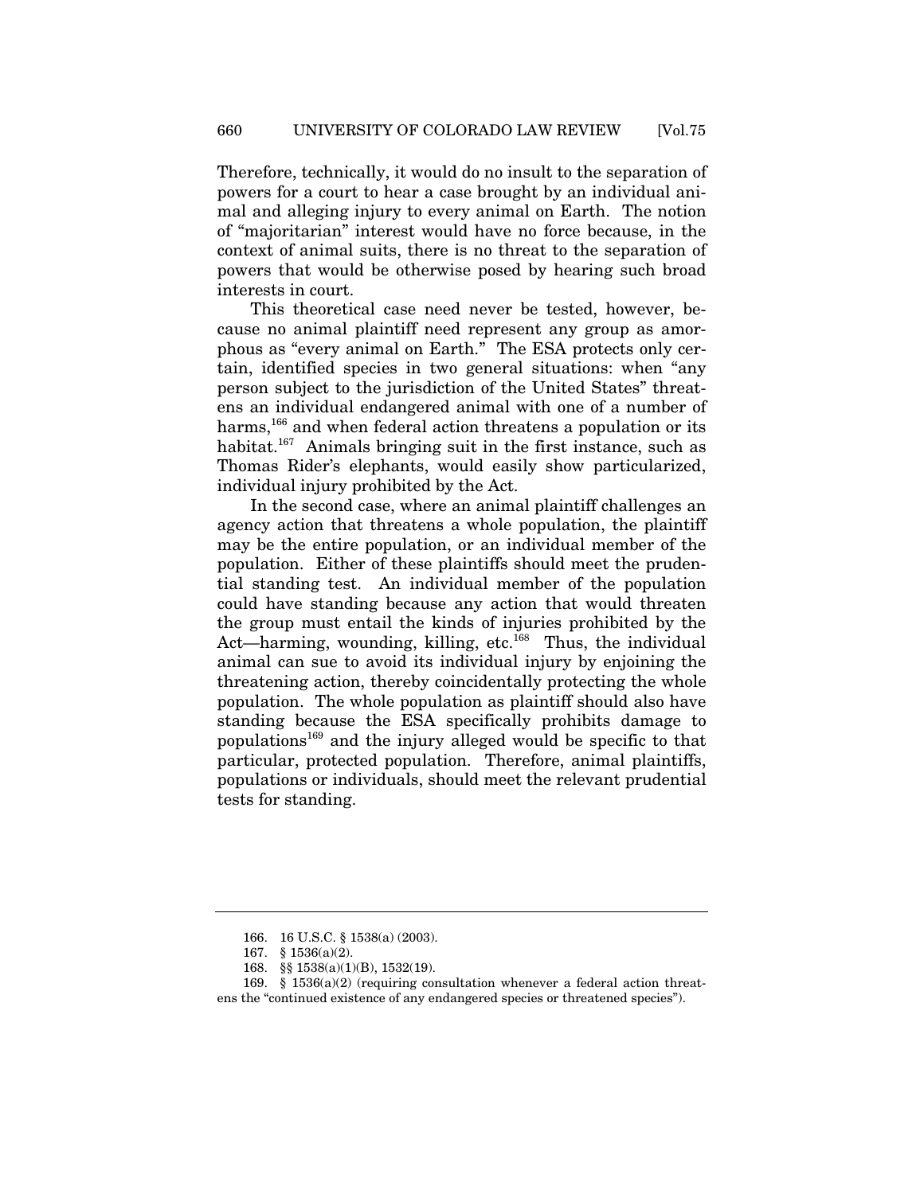Therefore, technically, it would do no insult to the separation of powers for a court to hear a case brought by an individual animal and alleging injury to every animal on Earth. The notion of "majoritarian" interest would have no force because, in the context of animal suits, there is no threat to the separation of powers that would be otherwise posed by hearing such broad interests in court.

This theoretical case need never be tested, however, because no animal plaintiff need represent any group as amorphous as "every animal on Earth." The ESA protects only certain, identified species in two general situations: when "any person subject to the jurisdiction of the United States" threatens an individual endangered animal with one of a number of harms,[166] and when federal action threatens a population or its habitat.[167] Animals bringing suit in the first instance, such as Thomas Rider's elephants, would easily show particularized, individual injury prohibited by the Act.

In the second case, where an animal plaintiff challenges an agency action that threatens a whole population, the plaintiff may be the entire population, or an individual member of the population. Either of these plaintiffs should meet the prudential standing test. An individual member of the population could have standing because any action that would threaten the group must entail the kinds of injuries prohibited by the Act—harming, wounding, killing, etc.[168] Thus, the individual animal can sue to avoid its individual injury by enjoining the threatening action, thereby coincidentally protecting the whole population. The whole population as plaintiff should also have standing because the ESA specifically prohibits damage to populations[169] and the injury alleged would be specific to that particular, protected population. Therefore, animal plaintiffs, populations or individuals, should meet the relevant prudential tests for standing.

---

166. 16 U.S.C. § 1538(a) (2003).

167. § 1536(a)(2).

168. §§ 1538(a)(1)(B), 1532(19).

169. § 1536(a)(2) (requiring consultation whenever a federal action threatens the "continued existence of any endangered species or threatened species").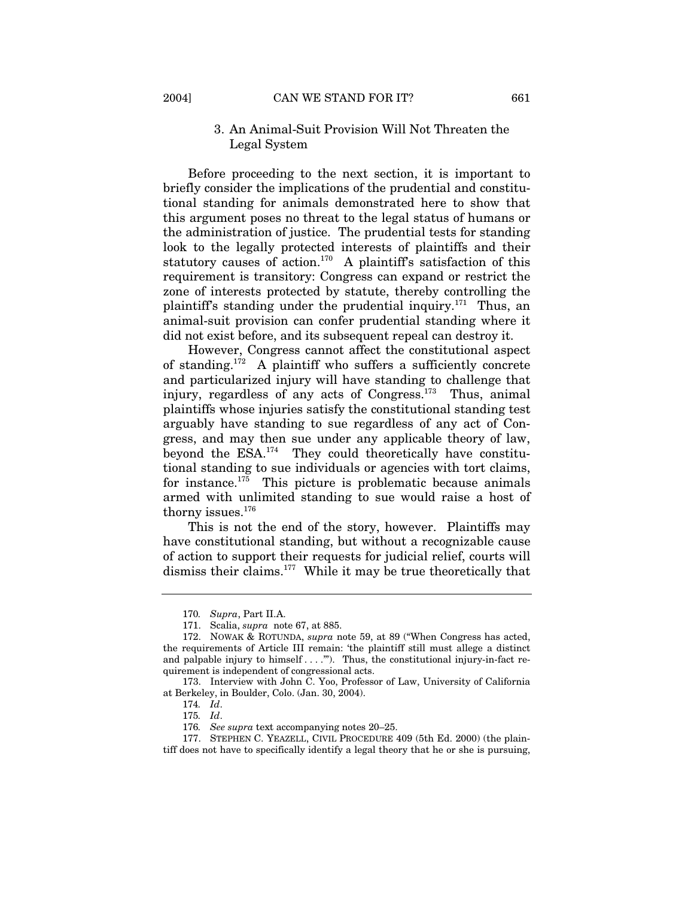### 3. An Animal-Suit Provision Will Not Threaten the Legal System

Before proceeding to the next section, it is important to briefly consider the implications of the prudential and constitutional standing for animals demonstrated here to show that this argument poses no threat to the legal status of humans or the administration of justice. The prudential tests for standing look to the legally protected interests of plaintiffs and their statutory causes of action.[170] A plaintiff's satisfaction of this requirement is transitory: Congress can expand or restrict the zone of interests protected by statute, thereby controlling the plaintiff's standing under the prudential inquiry.[171] Thus, an animal-suit provision can confer prudential standing where it did not exist before, and its subsequent repeal can destroy it.

However, Congress cannot affect the constitutional aspect of standing.[172] A plaintiff who suffers a sufficiently concrete and particularized injury will have standing to challenge that injury, regardless of any acts of Congress.[173] Thus, animal plaintiffs whose injuries satisfy the constitutional standing test arguably have standing to sue regardless of any act of Congress, and may then sue under any applicable theory of law, beyond the ESA.[174] They could theoretically have constitutional standing to sue individuals or agencies with tort claims, for instance.[175] This picture is problematic because animals armed with unlimited standing to sue would raise a host of thorny issues.[176]

This is not the end of the story, however. Plaintiffs may have constitutional standing, but without a recognizable cause of action to support their requests for judicial relief, courts will dismiss their claims.[177] While it may be true theoretically that

---

170. *Supra*, Part II.A.

171. Scalia, *supra* note 67, at 885.

172. NOWAK & ROTUNDA, *supra* note 59, at 89 ("When Congress has acted, the requirements of Article III remain: 'the plaintiff still must allege a distinct and palpable injury to himself . . . .'"). Thus, the constitutional injury-in-fact requirement is independent of congressional acts.

173. Interview with John C. Yoo, Professor of Law, University of California at Berkeley, in Boulder, Colo. (Jan. 30, 2004).

174. *Id*.

175. *Id*.

176. *See supra* text accompanying notes 20–25.

177. STEPHEN C. YEAZELL, CIVIL PROCEDURE 409 (5th Ed. 2000) (the plaintiff does not have to specifically identify a legal theory that he or she is pursuing,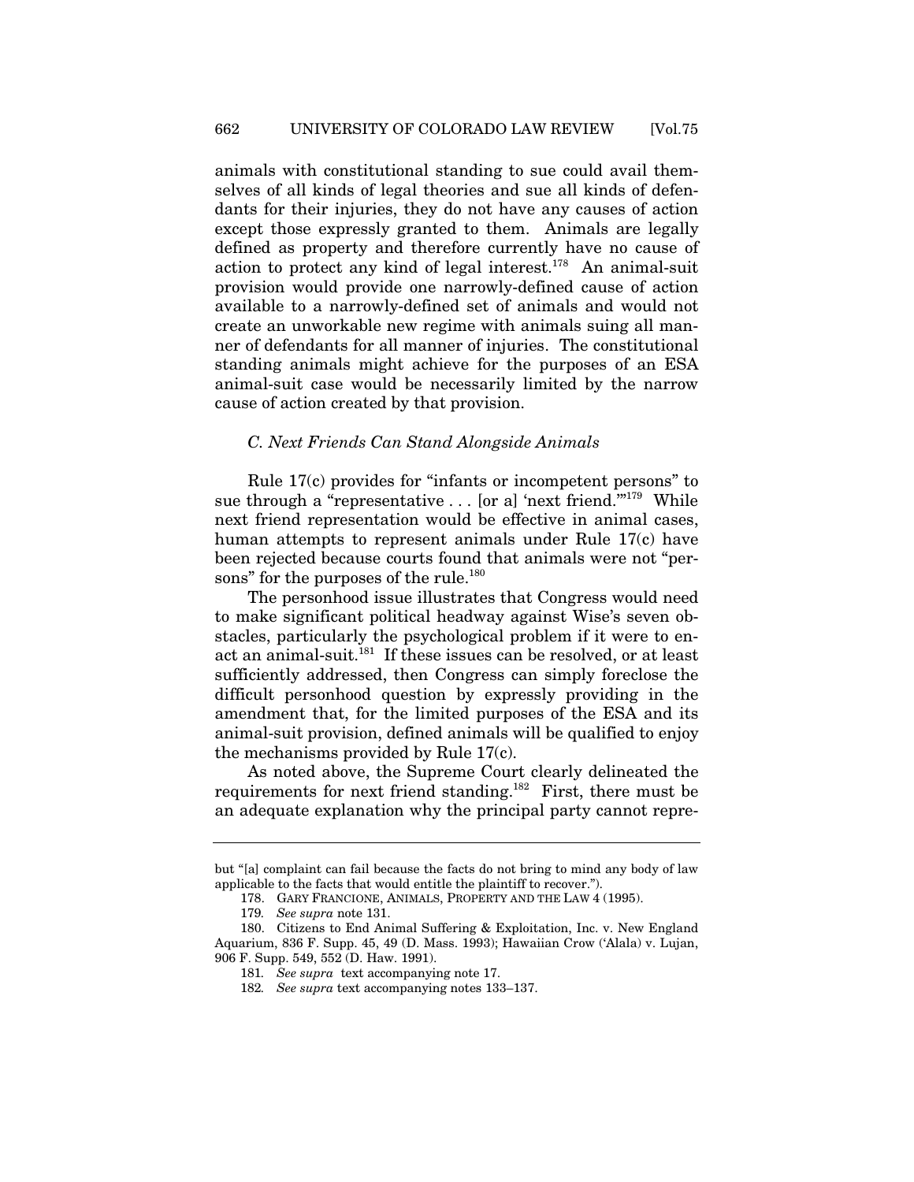animals with constitutional standing to sue could avail themselves of all kinds of legal theories and sue all kinds of defendants for their injuries, they do not have any causes of action except those expressly granted to them. Animals are legally defined as property and therefore currently have no cause of action to protect any kind of legal interest.[178] An animal-suit provision would provide one narrowly-defined cause of action available to a narrowly-defined set of animals and would not create an unworkable new regime with animals suing all manner of defendants for all manner of injuries. The constitutional standing animals might achieve for the purposes of an ESA animal-suit case would be necessarily limited by the narrow cause of action created by that provision.

### *C. Next Friends Can Stand Alongside Animals*

Rule 17(c) provides for "infants or incompetent persons" to sue through a "representative . . . [or a] 'next friend.'"[179] While next friend representation would be effective in animal cases, human attempts to represent animals under Rule 17(c) have been rejected because courts found that animals were not "persons" for the purposes of the rule.[180]

The personhood issue illustrates that Congress would need to make significant political headway against Wise's seven obstacles, particularly the psychological problem if it were to enact an animal-suit.[181] If these issues can be resolved, or at least sufficiently addressed, then Congress can simply foreclose the difficult personhood question by expressly providing in the amendment that, for the limited purposes of the ESA and its animal-suit provision, defined animals will be qualified to enjoy the mechanisms provided by Rule 17(c).

As noted above, the Supreme Court clearly delineated the requirements for next friend standing.[182] First, there must be an adequate explanation why the principal party cannot repre-

---

but "[a] complaint can fail because the facts do not bring to mind any body of law applicable to the facts that would entitle the plaintiff to recover.").

178. GARY FRANCIONE, ANIMALS, PROPERTY AND THE LAW 4 (1995).

179. *See supra* note 131.

180. Citizens to End Animal Suffering & Exploitation, Inc. v. New England Aquarium, 836 F. Supp. 45, 49 (D. Mass. 1993); Hawaiian Crow ('Alala) v. Lujan, 906 F. Supp. 549, 552 (D. Haw. 1991).

181. *See supra* text accompanying note 17.

182. *See supra* text accompanying notes 133–137.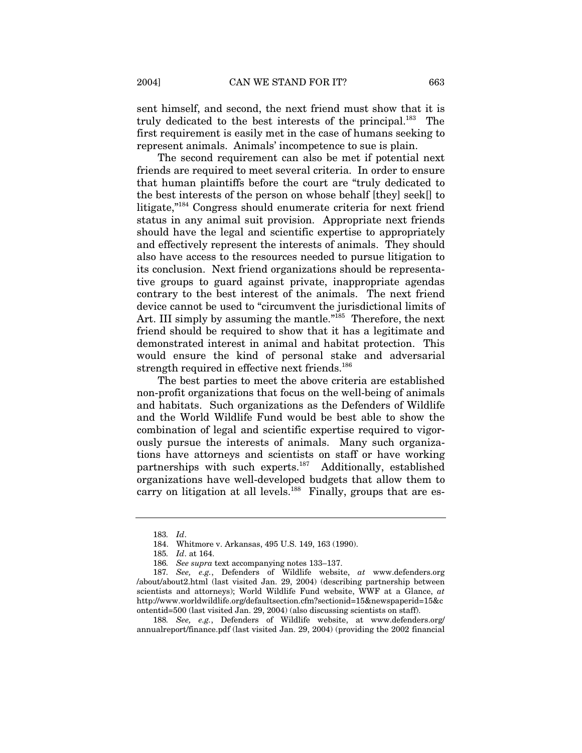sent himself, and second, the next friend must show that it is truly dedicated to the best interests of the principal.[183] The first requirement is easily met in the case of humans seeking to represent animals. Animals' incompetence to sue is plain.

The second requirement can also be met if potential next friends are required to meet several criteria. In order to ensure that human plaintiffs before the court are "truly dedicated to the best interests of the person on whose behalf [they] seek[] to litigate,"[184] Congress should enumerate criteria for next friend status in any animal suit provision. Appropriate next friends should have the legal and scientific expertise to appropriately and effectively represent the interests of animals. They should also have access to the resources needed to pursue litigation to its conclusion. Next friend organizations should be representative groups to guard against private, inappropriate agendas contrary to the best interest of the animals. The next friend device cannot be used to "circumvent the jurisdictional limits of Art. III simply by assuming the mantle."[185] Therefore, the next friend should be required to show that it has a legitimate and demonstrated interest in animal and habitat protection. This would ensure the kind of personal stake and adversarial strength required in effective next friends.[186]

The best parties to meet the above criteria are established non-profit organizations that focus on the well-being of animals and habitats. Such organizations as the Defenders of Wildlife and the World Wildlife Fund would be best able to show the combination of legal and scientific expertise required to vigorously pursue the interests of animals. Many such organizations have attorneys and scientists on staff or have working partnerships with such experts.[187] Additionally, established organizations have well-developed budgets that allow them to carry on litigation at all levels.[188] Finally, groups that are es-

---

183. *Id*.

184. Whitmore v. Arkansas, 495 U.S. 149, 163 (1990).

185. *Id*. at 164.

186. *See supra* text accompanying notes 133–137.

187. *See, e.g.*, Defenders of Wildlife website, *at* www.defenders.org/about/about2.html (last visited Jan. 29, 2004) (describing partnership between scientists and attorneys); World Wildlife Fund website, WWF at a Glance, *at* http://www.worldwildlife.org/defaultsection.cfm?sectionid=15&newspaperid=15&contentid=500 (last visited Jan. 29, 2004) (also discussing scientists on staff).

188. *See, e.g.*, Defenders of Wildlife website, at www.defenders.org/annualreport/finance.pdf (last visited Jan. 29, 2004) (providing the 2002 financial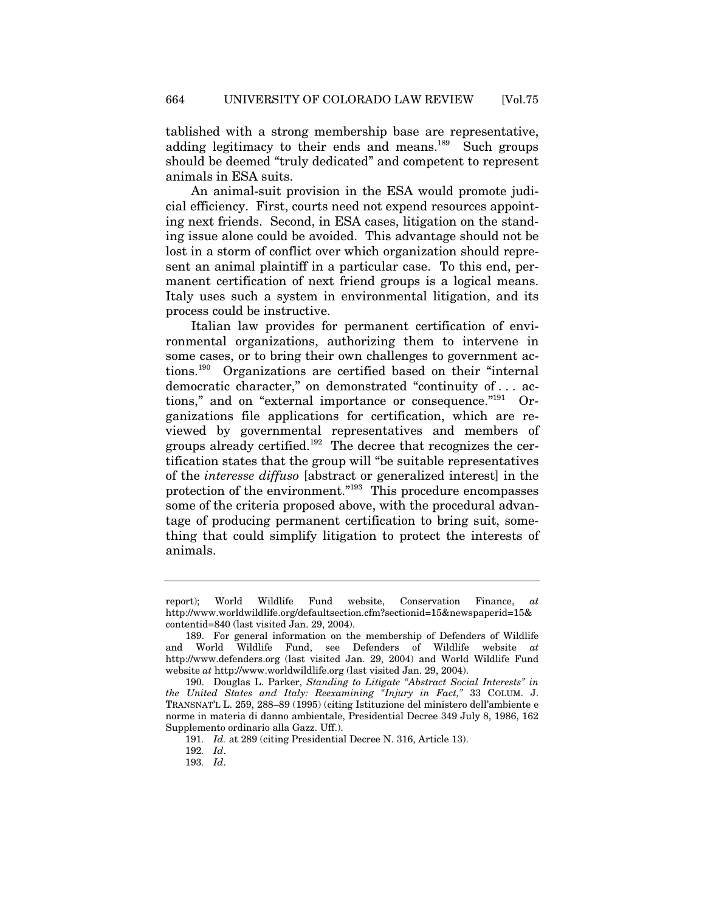tablished with a strong membership base are representative, adding legitimacy to their ends and means.[189] Such groups should be deemed "truly dedicated" and competent to represent animals in ESA suits.

An animal-suit provision in the ESA would promote judicial efficiency. First, courts need not expend resources appointing next friends. Second, in ESA cases, litigation on the standing issue alone could be avoided. This advantage should not be lost in a storm of conflict over which organization should represent an animal plaintiff in a particular case. To this end, permanent certification of next friend groups is a logical means. Italy uses such a system in environmental litigation, and its process could be instructive.

Italian law provides for permanent certification of environmental organizations, authorizing them to intervene in some cases, or to bring their own challenges to government actions.[190] Organizations are certified based on their "internal democratic character," on demonstrated "continuity of . . . actions," and on "external importance or consequence."[191] Organizations file applications for certification, which are reviewed by governmental representatives and members of groups already certified.[192] The decree that recognizes the certification states that the group will "be suitable representatives of the *interesse diffuso* [abstract or generalized interest] in the protection of the environment."[193] This procedure encompasses some of the criteria proposed above, with the procedural advantage of producing permanent certification to bring suit, something that could simplify litigation to protect the interests of animals.

---

report); World Wildlife Fund website, Conservation Finance, *at* http://www.worldwildlife.org/defaultsection.cfm?sectionid=15&newspaperid=15&contentid=840 (last visited Jan. 29, 2004).

189. For general information on the membership of Defenders of Wildlife and World Wildlife Fund, see Defenders of Wildlife website *at* http://www.defenders.org (last visited Jan. 29, 2004) and World Wildlife Fund website *at* http://www.worldwildlife.org (last visited Jan. 29, 2004).

190. Douglas L. Parker, *Standing to Litigate "Abstract Social Interests" in the United States and Italy: Reexamining "Injury in Fact,"* 33 COLUM. J. TRANSNAT'L L. 259, 288–89 (1995) (citing Istituzione del ministero dell'ambiente e norme in materia di danno ambientale, Presidential Decree 349 July 8, 1986, 162 Supplemento ordinario alla Gazz. Uff.).

191. *Id.* at 289 (citing Presidential Decree N. 316, Article 13).

192. *Id*.

193. *Id*.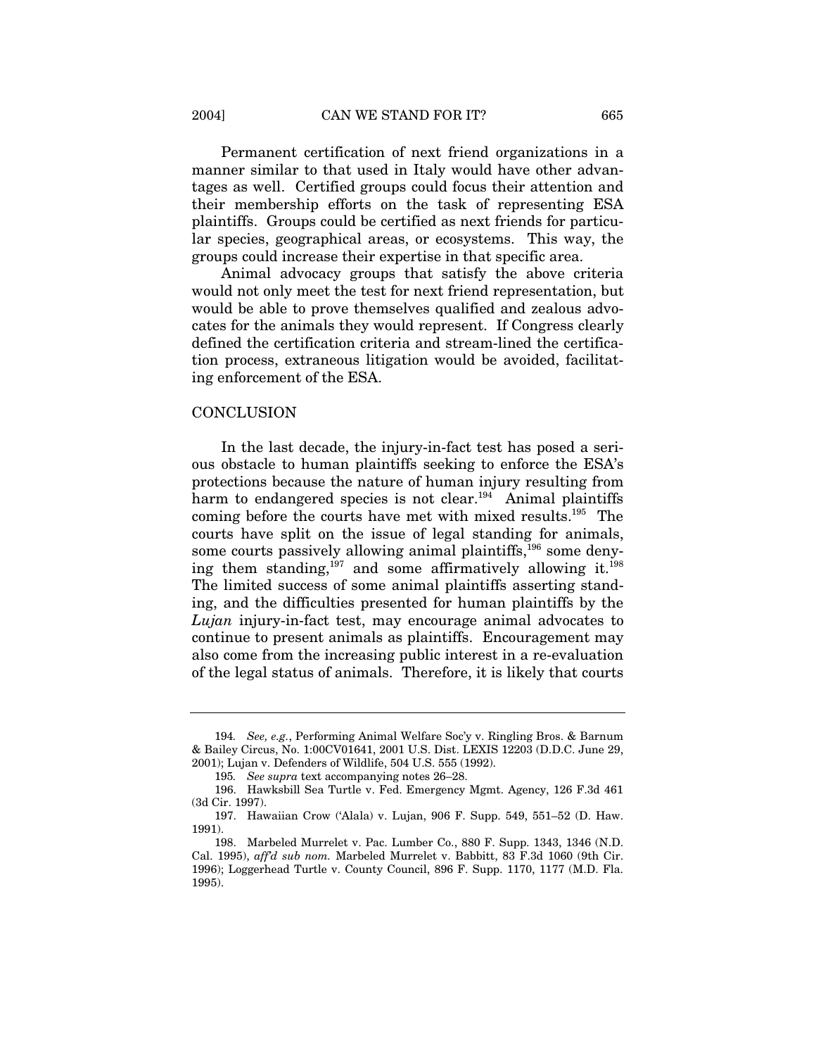Permanent certification of next friend organizations in a manner similar to that used in Italy would have other advantages as well. Certified groups could focus their attention and their membership efforts on the task of representing ESA plaintiffs. Groups could be certified as next friends for particular species, geographical areas, or ecosystems. This way, the groups could increase their expertise in that specific area.

Animal advocacy groups that satisfy the above criteria would not only meet the test for next friend representation, but would be able to prove themselves qualified and zealous advocates for the animals they would represent. If Congress clearly defined the certification criteria and stream-lined the certification process, extraneous litigation would be avoided, facilitating enforcement of the ESA.

## CONCLUSION

In the last decade, the injury-in-fact test has posed a serious obstacle to human plaintiffs seeking to enforce the ESA's protections because the nature of human injury resulting from harm to endangered species is not clear.[194] Animal plaintiffs coming before the courts have met with mixed results.[195] The courts have split on the issue of legal standing for animals, some courts passively allowing animal plaintiffs,[196] some denying them standing,[197] and some affirmatively allowing it.[198] The limited success of some animal plaintiffs asserting standing, and the difficulties presented for human plaintiffs by the *Lujan* injury-in-fact test, may encourage animal advocates to continue to present animals as plaintiffs. Encouragement may also come from the increasing public interest in a re-evaluation of the legal status of animals. Therefore, it is likely that courts

---

194. *See, e.g.*, Performing Animal Welfare Soc'y v. Ringling Bros. & Barnum & Bailey Circus, No. 1:00CV01641, 2001 U.S. Dist. LEXIS 12203 (D.D.C. June 29, 2001); Lujan v. Defenders of Wildlife, 504 U.S. 555 (1992).

195. *See supra* text accompanying notes 26–28.

196. Hawksbill Sea Turtle v. Fed. Emergency Mgmt. Agency, 126 F.3d 461 (3d Cir. 1997).

197. Hawaiian Crow ('Alala) v. Lujan, 906 F. Supp. 549, 551–52 (D. Haw. 1991).

198. Marbeled Murrelet v. Pac. Lumber Co., 880 F. Supp. 1343, 1346 (N.D. Cal. 1995), *aff'd sub nom.* Marbeled Murrelet v. Babbitt, 83 F.3d 1060 (9th Cir. 1996); Loggerhead Turtle v. County Council, 896 F. Supp. 1170, 1177 (M.D. Fla. 1995).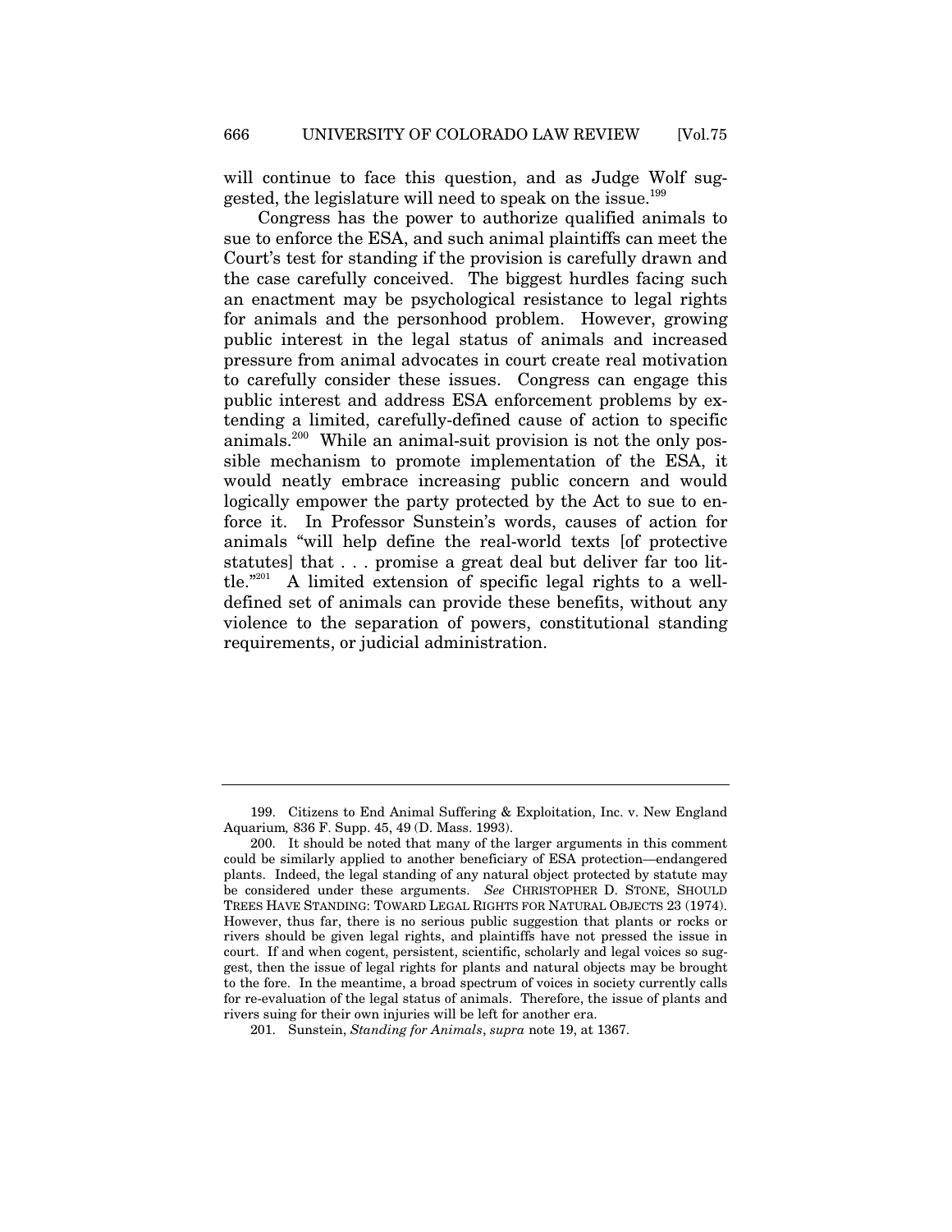will continue to face this question, and as Judge Wolf suggested, the legislature will need to speak on the issue.[199]

Congress has the power to authorize qualified animals to sue to enforce the ESA, and such animal plaintiffs can meet the Court's test for standing if the provision is carefully drawn and the case carefully conceived. The biggest hurdles facing such an enactment may be psychological resistance to legal rights for animals and the personhood problem. However, growing public interest in the legal status of animals and increased pressure from animal advocates in court create real motivation to carefully consider these issues. Congress can engage this public interest and address ESA enforcement problems by extending a limited, carefully-defined cause of action to specific animals.[200] While an animal-suit provision is not the only possible mechanism to promote implementation of the ESA, it would neatly embrace increasing public concern and would logically empower the party protected by the Act to sue to enforce it. In Professor Sunstein's words, causes of action for animals "will help define the real-world texts [of protective statutes] that . . . promise a great deal but deliver far too little."[201] A limited extension of specific legal rights to a well-defined set of animals can provide these benefits, without any violence to the separation of powers, constitutional standing requirements, or judicial administration.

---

199. Citizens to End Animal Suffering & Exploitation, Inc. v. New England Aquarium*,* 836 F. Supp. 45, 49 (D. Mass. 1993).

200. It should be noted that many of the larger arguments in this comment could be similarly applied to another beneficiary of ESA protection—endangered plants. Indeed, the legal standing of any natural object protected by statute may be considered under these arguments. *See* CHRISTOPHER D. STONE, SHOULD TREES HAVE STANDING: TOWARD LEGAL RIGHTS FOR NATURAL OBJECTS 23 (1974). However, thus far, there is no serious public suggestion that plants or rocks or rivers should be given legal rights, and plaintiffs have not pressed the issue in court. If and when cogent, persistent, scientific, scholarly and legal voices so suggest, then the issue of legal rights for plants and natural objects may be brought to the fore. In the meantime, a broad spectrum of voices in society currently calls for re-evaluation of the legal status of animals. Therefore, the issue of plants and rivers suing for their own injuries will be left for another era.

201. Sunstein, *Standing for Animals*, *supra* note 19, at 1367.